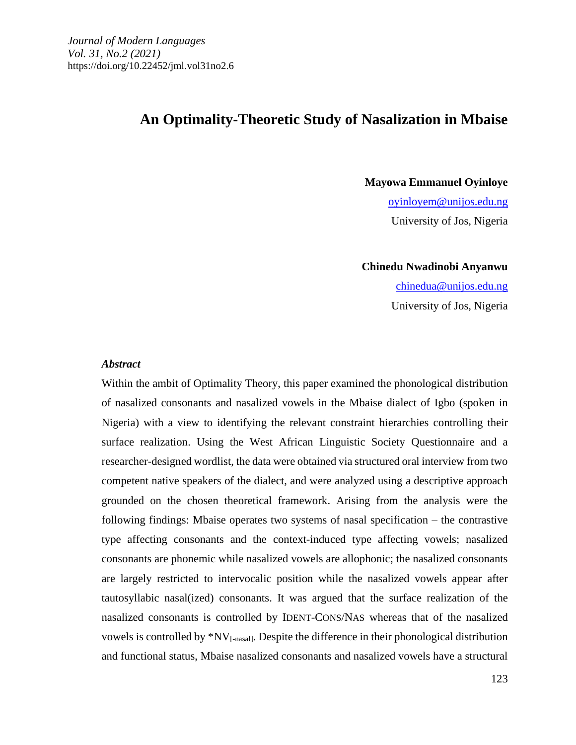*Journal of Modern Languages*
*Vol. 31, No.2 (2021)*
https://doi.org/10.22452/jml.vol31no2.6

# An Optimality-Theoretic Study of Nasalization in Mbaise

**Mayowa Emmanuel Oyinloye**
oyinloyem@unijos.edu.ng
University of Jos, Nigeria

**Chinedu Nwadinobi Anyanwu**
chinedua@unijos.edu.ng
University of Jos, Nigeria

***Abstract***

Within the ambit of Optimality Theory, this paper examined the phonological distribution of nasalized consonants and nasalized vowels in the Mbaise dialect of Igbo (spoken in Nigeria) with a view to identifying the relevant constraint hierarchies controlling their surface realization. Using the West African Linguistic Society Questionnaire and a researcher-designed wordlist, the data were obtained via structured oral interview from two competent native speakers of the dialect, and were analyzed using a descriptive approach grounded on the chosen theoretical framework. Arising from the analysis were the following findings: Mbaise operates two systems of nasal specification – the contrastive type affecting consonants and the context-induced type affecting vowels; nasalized consonants are phonemic while nasalized vowels are allophonic; the nasalized consonants are largely restricted to intervocalic position while the nasalized vowels appear after tautosyllabic nasal(ized) consonants. It was argued that the surface realization of the nasalized consonants is controlled by IDENT-CONS/NAS whereas that of the nasalized vowels is controlled by $*NV_{[-nasal]}$. Despite the difference in their phonological distribution and functional status, Mbaise nasalized consonants and nasalized vowels have a structural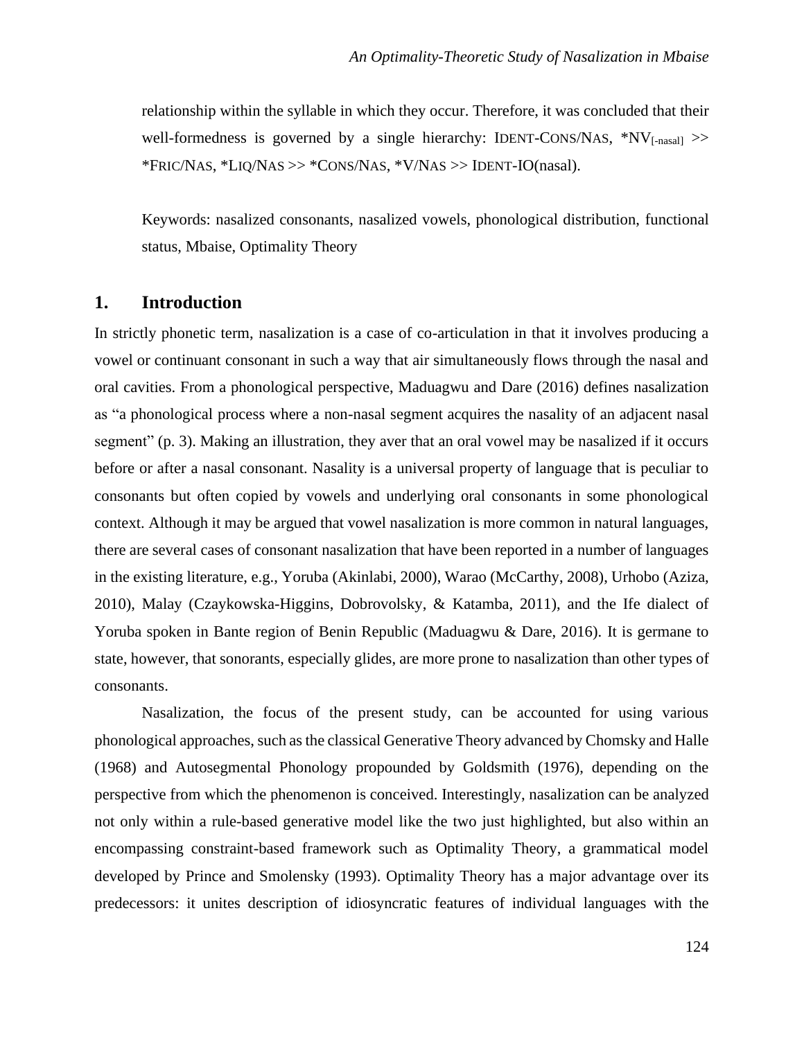relationship within the syllable in which they occur. Therefore, it was concluded that their well-formedness is governed by a single hierarchy: IDENT-CONS/NAS, *NV$_{[\text{-nasal}]}$ >> *FRIC/NAS, *LIQ/NAS >> *CONS/NAS, *V/NAS >> IDENT-IO(nasal).

Keywords: nasalized consonants, nasalized vowels, phonological distribution, functional status, Mbaise, Optimality Theory

## 1. Introduction

In strictly phonetic term, nasalization is a case of co-articulation in that it involves producing a vowel or continuant consonant in such a way that air simultaneously flows through the nasal and oral cavities. From a phonological perspective, Maduagwu and Dare (2016) defines nasalization as "a phonological process where a non-nasal segment acquires the nasality of an adjacent nasal segment" (p. 3). Making an illustration, they aver that an oral vowel may be nasalized if it occurs before or after a nasal consonant. Nasality is a universal property of language that is peculiar to consonants but often copied by vowels and underlying oral consonants in some phonological context. Although it may be argued that vowel nasalization is more common in natural languages, there are several cases of consonant nasalization that have been reported in a number of languages in the existing literature, e.g., Yoruba (Akinlabi, 2000), Warao (McCarthy, 2008), Urhobo (Aziza, 2010), Malay (Czaykowska-Higgins, Dobrovolsky, & Katamba, 2011), and the Ife dialect of Yoruba spoken in Bante region of Benin Republic (Maduagwu & Dare, 2016). It is germane to state, however, that sonorants, especially glides, are more prone to nasalization than other types of consonants.

Nasalization, the focus of the present study, can be accounted for using various phonological approaches, such as the classical Generative Theory advanced by Chomsky and Halle (1968) and Autosegmental Phonology propounded by Goldsmith (1976), depending on the perspective from which the phenomenon is conceived. Interestingly, nasalization can be analyzed not only within a rule-based generative model like the two just highlighted, but also within an encompassing constraint-based framework such as Optimality Theory, a grammatical model developed by Prince and Smolensky (1993). Optimality Theory has a major advantage over its predecessors: it unites description of idiosyncratic features of individual languages with the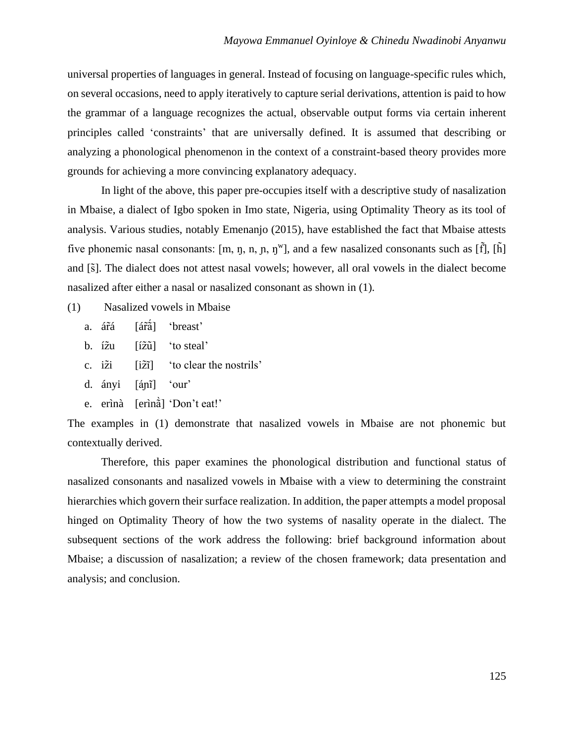universal properties of languages in general. Instead of focusing on language-specific rules which, on several occasions, need to apply iteratively to capture serial derivations, attention is paid to how the grammar of a language recognizes the actual, observable output forms via certain inherent principles called 'constraints' that are universally defined. It is assumed that describing or analyzing a phonological phenomenon in the context of a constraint-based theory provides more grounds for achieving a more convincing explanatory adequacy.

In light of the above, this paper pre-occupies itself with a descriptive study of nasalization in Mbaise, a dialect of Igbo spoken in Imo state, Nigeria, using Optimality Theory as its tool of analysis. Various studies, notably Emenanjo (2015), have established the fact that Mbaise attests five phonemic nasal consonants: [m, ŋ, n, ɲ, ŋʷ], and a few nasalized consonants such as [r̃], [h̃] and [s̃]. The dialect does not attest nasal vowels; however, all oral vowels in the dialect become nasalized after either a nasal or nasalized consonant as shown in (1).

(1) Nasalized vowels in Mbaise

a. ár̃á [ár̃ã́] 'breast'

b. íz̃u [íz̃ũ] 'to steal'

c. iz̃i [iz̃ĩ] 'to clear the nostrils'

d. ányi [áɲĩ] 'our'

e. erìnà [erìnã̀] 'Don't eat!'

The examples in (1) demonstrate that nasalized vowels in Mbaise are not phonemic but contextually derived.

Therefore, this paper examines the phonological distribution and functional status of nasalized consonants and nasalized vowels in Mbaise with a view to determining the constraint hierarchies which govern their surface realization. In addition, the paper attempts a model proposal hinged on Optimality Theory of how the two systems of nasality operate in the dialect. The subsequent sections of the work address the following: brief background information about Mbaise; a discussion of nasalization; a review of the chosen framework; data presentation and analysis; and conclusion.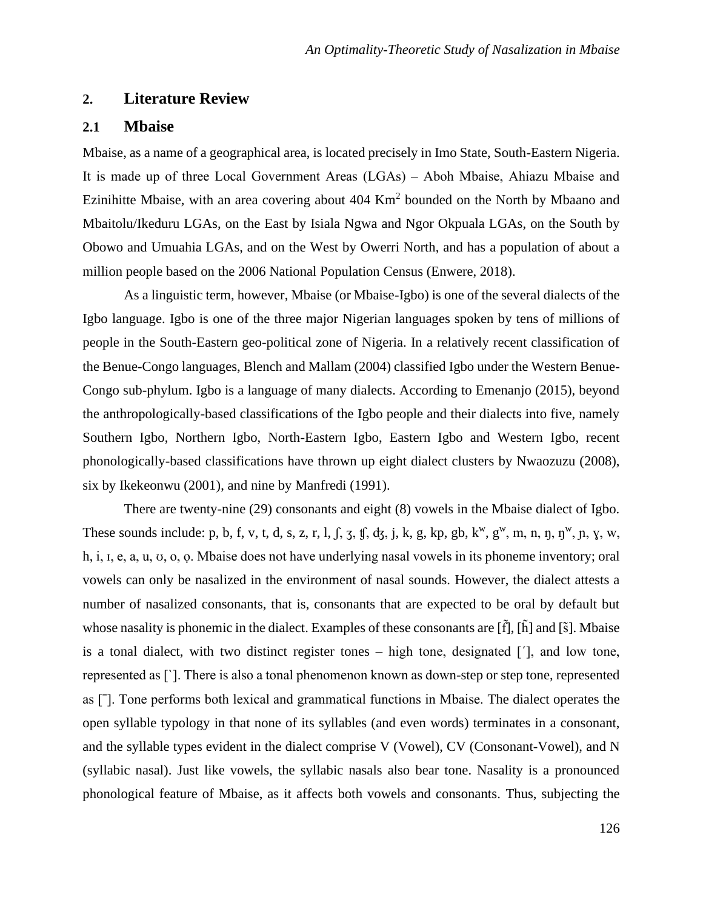## 2. Literature Review

### 2.1 Mbaise

Mbaise, as a name of a geographical area, is located precisely in Imo State, South-Eastern Nigeria. It is made up of three Local Government Areas (LGAs) – Aboh Mbaise, Ahiazu Mbaise and Ezinihitte Mbaise, with an area covering about 404 $Km^2$ bounded on the North by Mbaano and Mbaitolu/Ikeduru LGAs, on the East by Isiala Ngwa and Ngor Okpuala LGAs, on the South by Obowo and Umuahia LGAs, and on the West by Owerri North, and has a population of about a million people based on the 2006 National Population Census (Enwere, 2018).

As a linguistic term, however, Mbaise (or Mbaise-Igbo) is one of the several dialects of the Igbo language. Igbo is one of the three major Nigerian languages spoken by tens of millions of people in the South-Eastern geo-political zone of Nigeria. In a relatively recent classification of the Benue-Congo languages, Blench and Mallam (2004) classified Igbo under the Western Benue-Congo sub-phylum. Igbo is a language of many dialects. According to Emenanjo (2015), beyond the anthropologically-based classifications of the Igbo people and their dialects into five, namely Southern Igbo, Northern Igbo, North-Eastern Igbo, Eastern Igbo and Western Igbo, recent phonologically-based classifications have thrown up eight dialect clusters by Nwaozuzu (2008), six by Ikekeonwu (2001), and nine by Manfredi (1991).

There are twenty-nine (29) consonants and eight (8) vowels in the Mbaise dialect of Igbo. These sounds include: p, b, f, v, t, d, s, z, r, l, ʃ, ʒ, ʧ, ʤ, j, k, g, kp, gb, kʷ, gʷ, m, n, ŋ, ŋʷ, ɲ, ɣ, w, h, i, ɪ, e, a, u, ʊ, o, ọ. Mbaise does not have underlying nasal vowels in its phoneme inventory; oral vowels can only be nasalized in the environment of nasal sounds. However, the dialect attests a number of nasalized consonants, that is, consonants that are expected to be oral by default but whose nasality is phonemic in the dialect. Examples of these consonants are [f̃], [h̃] and [s̃]. Mbaise is a tonal dialect, with two distinct register tones – high tone, designated [´], and low tone, represented as [`]. There is also a tonal phenomenon known as down-step or step tone, represented as [¯]. Tone performs both lexical and grammatical functions in Mbaise. The dialect operates the open syllable typology in that none of its syllables (and even words) terminates in a consonant, and the syllable types evident in the dialect comprise V (Vowel), CV (Consonant-Vowel), and N (syllabic nasal). Just like vowels, the syllabic nasals also bear tone. Nasality is a pronounced phonological feature of Mbaise, as it affects both vowels and consonants. Thus, subjecting the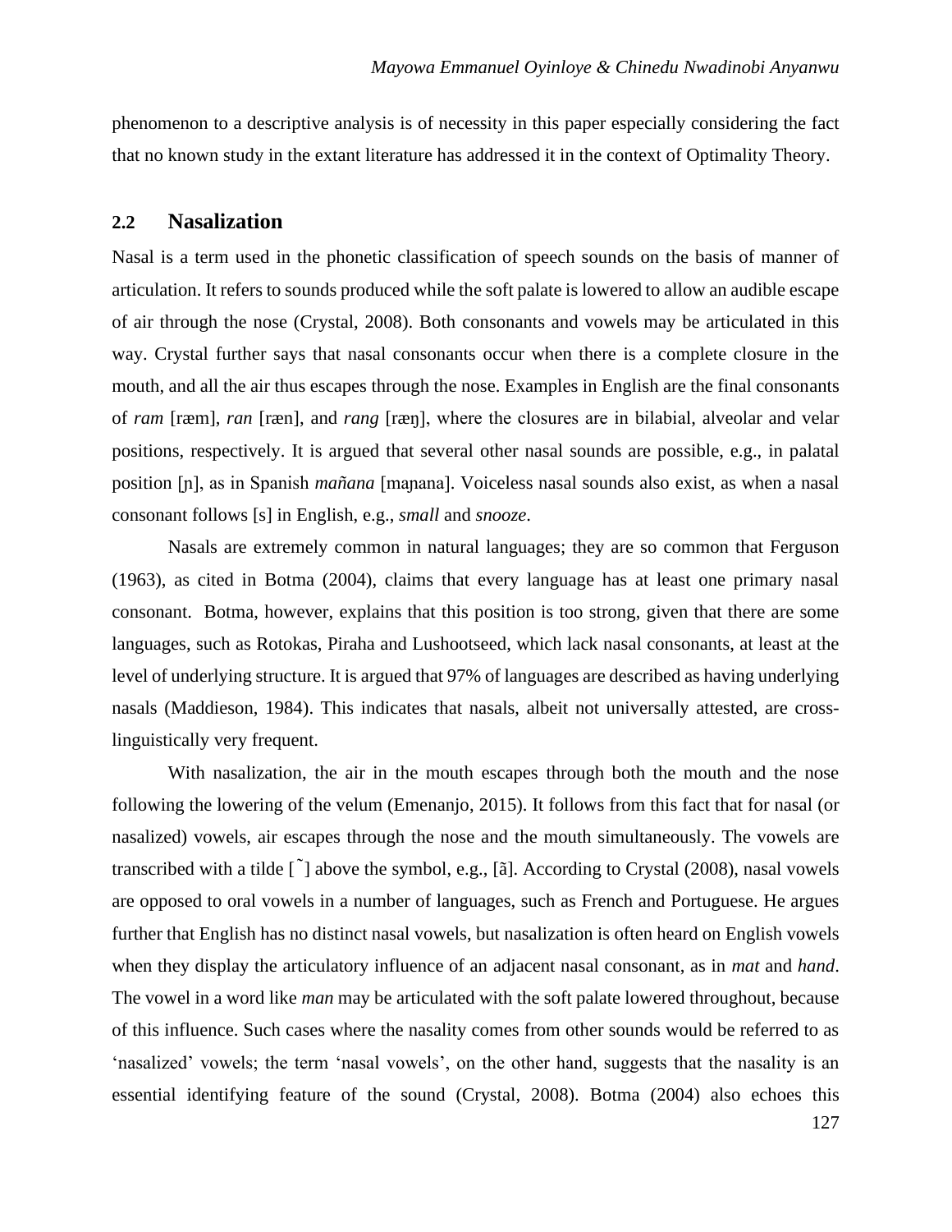phenomenon to a descriptive analysis is of necessity in this paper especially considering the fact that no known study in the extant literature has addressed it in the context of Optimality Theory.

## 2.2 Nasalization

Nasal is a term used in the phonetic classification of speech sounds on the basis of manner of articulation. It refers to sounds produced while the soft palate is lowered to allow an audible escape of air through the nose (Crystal, 2008). Both consonants and vowels may be articulated in this way. Crystal further says that nasal consonants occur when there is a complete closure in the mouth, and all the air thus escapes through the nose. Examples in English are the final consonants of *ram* [ræm], *ran* [ræn], and *rang* [ræŋ], where the closures are in bilabial, alveolar and velar positions, respectively. It is argued that several other nasal sounds are possible, e.g., in palatal position [ɲ], as in Spanish *mañana* [maɲana]. Voiceless nasal sounds also exist, as when a nasal consonant follows [s] in English, e.g., *small* and *snooze*.

Nasals are extremely common in natural languages; they are so common that Ferguson (1963), as cited in Botma (2004), claims that every language has at least one primary nasal consonant. Botma, however, explains that this position is too strong, given that there are some languages, such as Rotokas, Piraha and Lushootseed, which lack nasal consonants, at least at the level of underlying structure. It is argued that 97% of languages are described as having underlying nasals (Maddieson, 1984). This indicates that nasals, albeit not universally attested, are cross-linguistically very frequent.

With nasalization, the air in the mouth escapes through both the mouth and the nose following the lowering of the velum (Emenanjo, 2015). It follows from this fact that for nasal (or nasalized) vowels, air escapes through the nose and the mouth simultaneously. The vowels are transcribed with a tilde [ ˜ ] above the symbol, e.g., [ã]. According to Crystal (2008), nasal vowels are opposed to oral vowels in a number of languages, such as French and Portuguese. He argues further that English has no distinct nasal vowels, but nasalization is often heard on English vowels when they display the articulatory influence of an adjacent nasal consonant, as in *mat* and *hand*. The vowel in a word like *man* may be articulated with the soft palate lowered throughout, because of this influence. Such cases where the nasality comes from other sounds would be referred to as 'nasalized' vowels; the term 'nasal vowels', on the other hand, suggests that the nasality is an essential identifying feature of the sound (Crystal, 2008). Botma (2004) also echoes this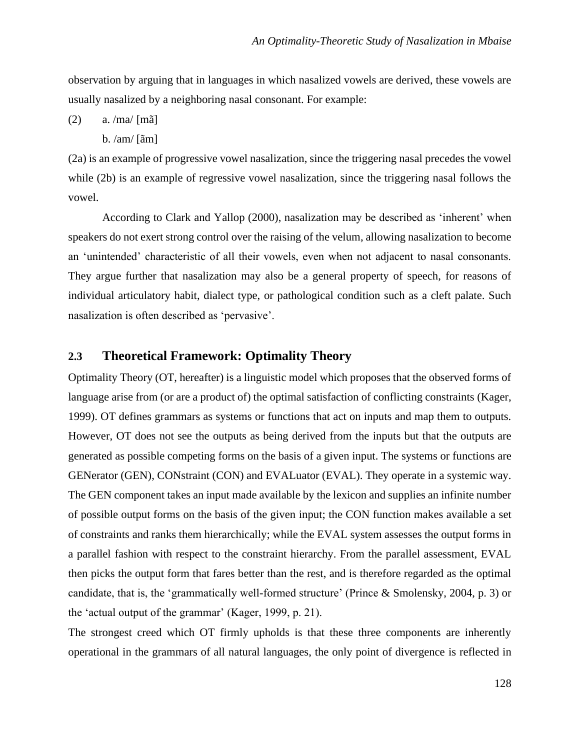observation by arguing that in languages in which nasalized vowels are derived, these vowels are usually nasalized by a neighboring nasal consonant. For example:

(2) a. /ma/ [mã]

b. /am/ [ãm]

(2a) is an example of progressive vowel nasalization, since the triggering nasal precedes the vowel while (2b) is an example of regressive vowel nasalization, since the triggering nasal follows the vowel.

According to Clark and Yallop (2000), nasalization may be described as 'inherent' when speakers do not exert strong control over the raising of the velum, allowing nasalization to become an 'unintended' characteristic of all their vowels, even when not adjacent to nasal consonants. They argue further that nasalization may also be a general property of speech, for reasons of individual articulatory habit, dialect type, or pathological condition such as a cleft palate. Such nasalization is often described as 'pervasive'.

## 2.3 Theoretical Framework: Optimality Theory

Optimality Theory (OT, hereafter) is a linguistic model which proposes that the observed forms of language arise from (or are a product of) the optimal satisfaction of conflicting constraints (Kager, 1999). OT defines grammars as systems or functions that act on inputs and map them to outputs. However, OT does not see the outputs as being derived from the inputs but that the outputs are generated as possible competing forms on the basis of a given input. The systems or functions are GENerator (GEN), CONstraint (CON) and EVALuator (EVAL). They operate in a systemic way. The GEN component takes an input made available by the lexicon and supplies an infinite number of possible output forms on the basis of the given input; the CON function makes available a set of constraints and ranks them hierarchically; while the EVAL system assesses the output forms in a parallel fashion with respect to the constraint hierarchy. From the parallel assessment, EVAL then picks the output form that fares better than the rest, and is therefore regarded as the optimal candidate, that is, the 'grammatically well-formed structure' (Prince & Smolensky, 2004, p. 3) or the 'actual output of the grammar' (Kager, 1999, p. 21).

The strongest creed which OT firmly upholds is that these three components are inherently operational in the grammars of all natural languages, the only point of divergence is reflected in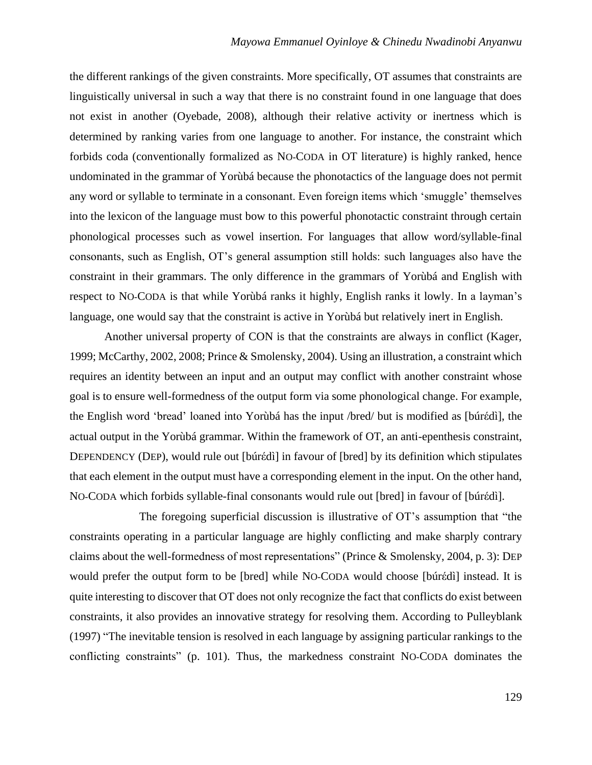the different rankings of the given constraints. More specifically, OT assumes that constraints are linguistically universal in such a way that there is no constraint found in one language that does not exist in another (Oyebade, 2008), although their relative activity or inertness which is determined by ranking varies from one language to another. For instance, the constraint which forbids coda (conventionally formalized as NO-CODA in OT literature) is highly ranked, hence undominated in the grammar of Yorùbá because the phonotactics of the language does not permit any word or syllable to terminate in a consonant. Even foreign items which 'smuggle' themselves into the lexicon of the language must bow to this powerful phonotactic constraint through certain phonological processes such as vowel insertion. For languages that allow word/syllable-final consonants, such as English, OT's general assumption still holds: such languages also have the constraint in their grammars. The only difference in the grammars of Yorùbá and English with respect to NO-CODA is that while Yorùbá ranks it highly, English ranks it lowly. In a layman's language, one would say that the constraint is active in Yorùbá but relatively inert in English.

Another universal property of CON is that the constraints are always in conflict (Kager, 1999; McCarthy, 2002, 2008; Prince & Smolensky, 2004). Using an illustration, a constraint which requires an identity between an input and an output may conflict with another constraint whose goal is to ensure well-formedness of the output form via some phonological change. For example, the English word 'bread' loaned into Yorùbá has the input /bred/ but is modified as [búrɛ́dì], the actual output in the Yorùbá grammar. Within the framework of OT, an anti-epenthesis constraint, DEPENDENCY (DEP), would rule out [búrɛ́dì] in favour of [bred] by its definition which stipulates that each element in the output must have a corresponding element in the input. On the other hand, NO-CODA which forbids syllable-final consonants would rule out [bred] in favour of [búrɛ́dì].

The foregoing superficial discussion is illustrative of OT's assumption that "the constraints operating in a particular language are highly conflicting and make sharply contrary claims about the well-formedness of most representations" (Prince & Smolensky, 2004, p. 3): DEP would prefer the output form to be [bred] while NO-CODA would choose [búrɛ́dì] instead. It is quite interesting to discover that OT does not only recognize the fact that conflicts do exist between constraints, it also provides an innovative strategy for resolving them. According to Pulleyblank (1997) "The inevitable tension is resolved in each language by assigning particular rankings to the conflicting constraints" (p. 101). Thus, the markedness constraint NO-CODA dominates the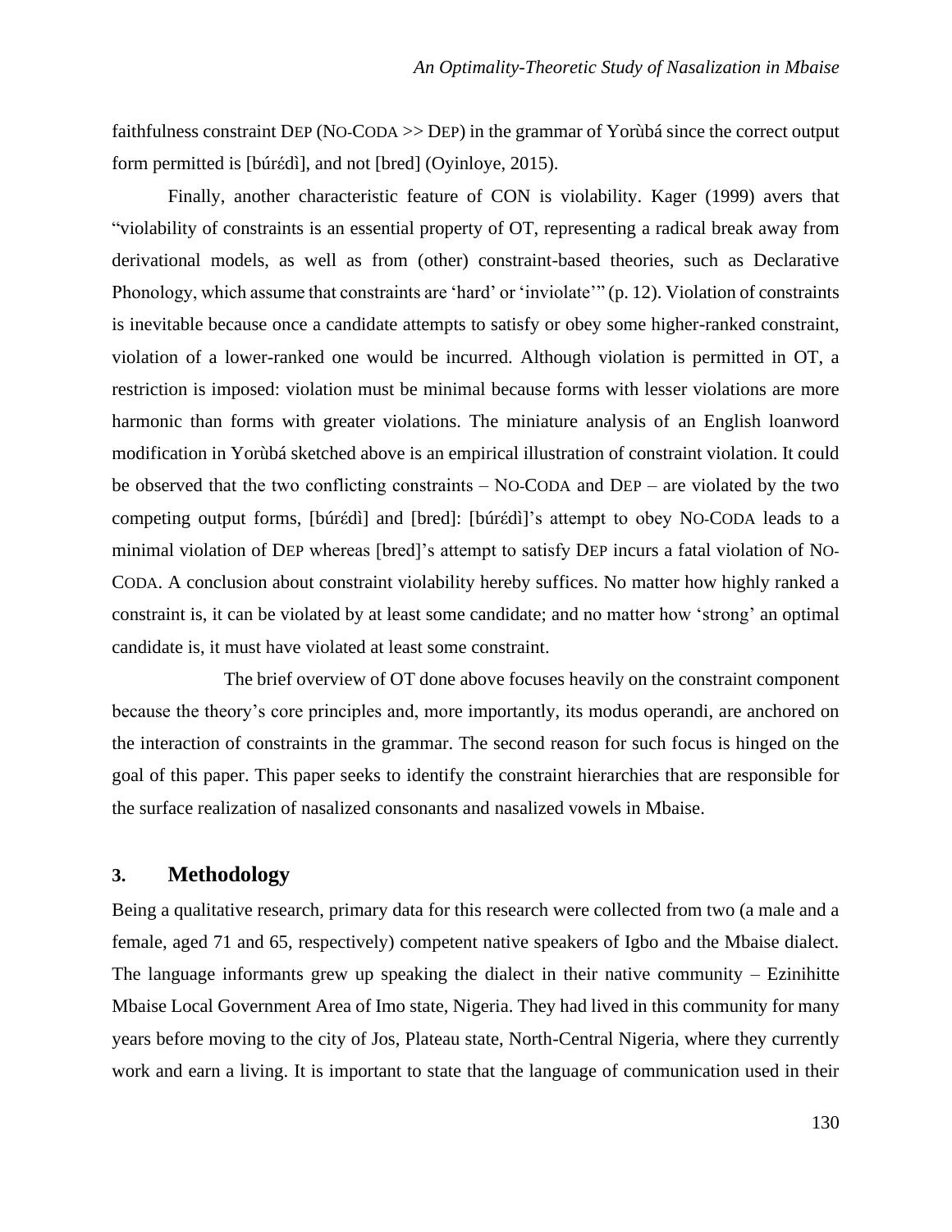faithfulness constraint DEP (NO-CODA >> DEP) in the grammar of Yorùbá since the correct output form permitted is [búrɛ́dì], and not [bred] (Oyinloye, 2015).

Finally, another characteristic feature of CON is violability. Kager (1999) avers that "violability of constraints is an essential property of OT, representing a radical break away from derivational models, as well as from (other) constraint-based theories, such as Declarative Phonology, which assume that constraints are 'hard' or 'inviolate'" (p. 12). Violation of constraints is inevitable because once a candidate attempts to satisfy or obey some higher-ranked constraint, violation of a lower-ranked one would be incurred. Although violation is permitted in OT, a restriction is imposed: violation must be minimal because forms with lesser violations are more harmonic than forms with greater violations. The miniature analysis of an English loanword modification in Yorùbá sketched above is an empirical illustration of constraint violation. It could be observed that the two conflicting constraints – NO-CODA and DEP – are violated by the two competing output forms, [búrɛ́dì] and [bred]: [búrɛ́dì]'s attempt to obey NO-CODA leads to a minimal violation of DEP whereas [bred]'s attempt to satisfy DEP incurs a fatal violation of NO-CODA. A conclusion about constraint violability hereby suffices. No matter how highly ranked a constraint is, it can be violated by at least some candidate; and no matter how 'strong' an optimal candidate is, it must have violated at least some constraint.

The brief overview of OT done above focuses heavily on the constraint component because the theory's core principles and, more importantly, its modus operandi, are anchored on the interaction of constraints in the grammar. The second reason for such focus is hinged on the goal of this paper. This paper seeks to identify the constraint hierarchies that are responsible for the surface realization of nasalized consonants and nasalized vowels in Mbaise.

## 3. Methodology

Being a qualitative research, primary data for this research were collected from two (a male and a female, aged 71 and 65, respectively) competent native speakers of Igbo and the Mbaise dialect. The language informants grew up speaking the dialect in their native community – Ezinihitte Mbaise Local Government Area of Imo state, Nigeria. They had lived in this community for many years before moving to the city of Jos, Plateau state, North-Central Nigeria, where they currently work and earn a living. It is important to state that the language of communication used in their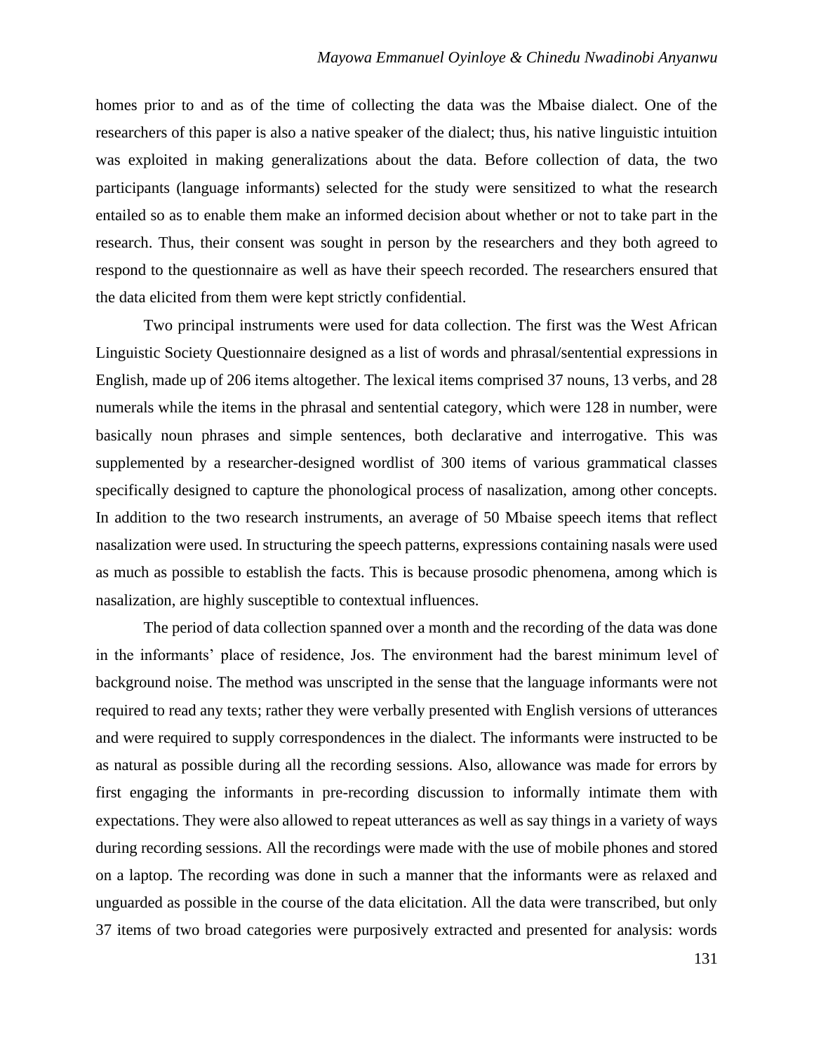homes prior to and as of the time of collecting the data was the Mbaise dialect. One of the researchers of this paper is also a native speaker of the dialect; thus, his native linguistic intuition was exploited in making generalizations about the data. Before collection of data, the two participants (language informants) selected for the study were sensitized to what the research entailed so as to enable them make an informed decision about whether or not to take part in the research. Thus, their consent was sought in person by the researchers and they both agreed to respond to the questionnaire as well as have their speech recorded. The researchers ensured that the data elicited from them were kept strictly confidential.

Two principal instruments were used for data collection. The first was the West African Linguistic Society Questionnaire designed as a list of words and phrasal/sentential expressions in English, made up of 206 items altogether. The lexical items comprised 37 nouns, 13 verbs, and 28 numerals while the items in the phrasal and sentential category, which were 128 in number, were basically noun phrases and simple sentences, both declarative and interrogative. This was supplemented by a researcher-designed wordlist of 300 items of various grammatical classes specifically designed to capture the phonological process of nasalization, among other concepts. In addition to the two research instruments, an average of 50 Mbaise speech items that reflect nasalization were used. In structuring the speech patterns, expressions containing nasals were used as much as possible to establish the facts. This is because prosodic phenomena, among which is nasalization, are highly susceptible to contextual influences.

The period of data collection spanned over a month and the recording of the data was done in the informants' place of residence, Jos. The environment had the barest minimum level of background noise. The method was unscripted in the sense that the language informants were not required to read any texts; rather they were verbally presented with English versions of utterances and were required to supply correspondences in the dialect. The informants were instructed to be as natural as possible during all the recording sessions. Also, allowance was made for errors by first engaging the informants in pre-recording discussion to informally intimate them with expectations. They were also allowed to repeat utterances as well as say things in a variety of ways during recording sessions. All the recordings were made with the use of mobile phones and stored on a laptop. The recording was done in such a manner that the informants were as relaxed and unguarded as possible in the course of the data elicitation. All the data were transcribed, but only 37 items of two broad categories were purposively extracted and presented for analysis: words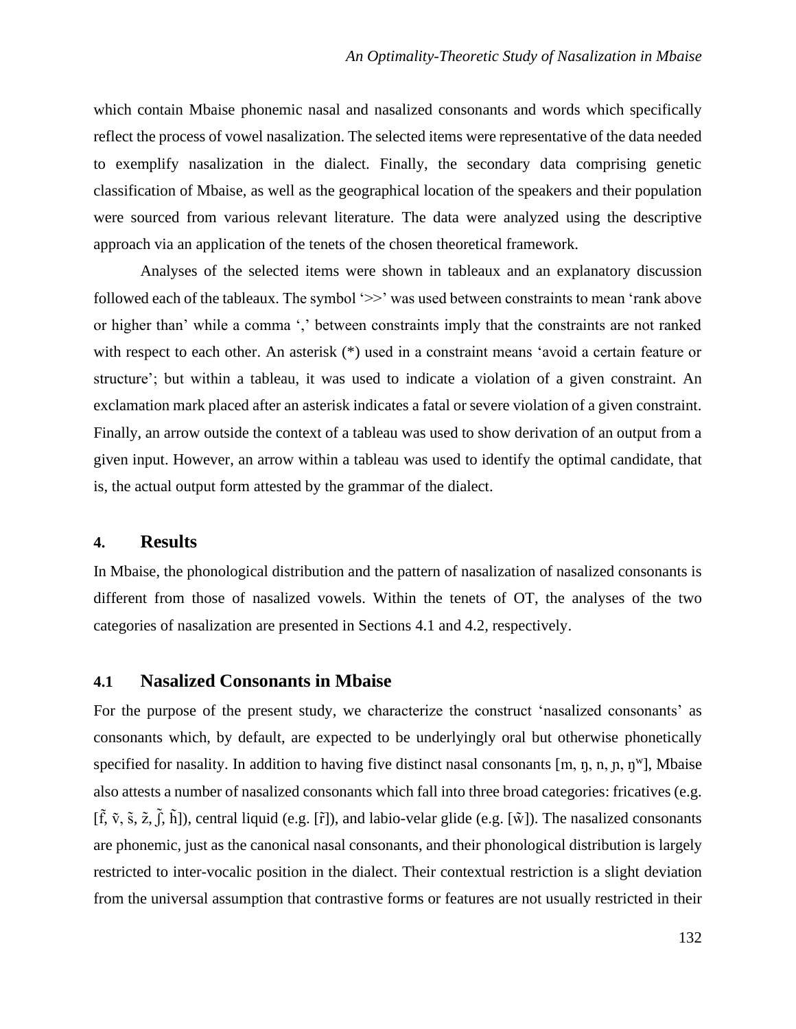which contain Mbaise phonemic nasal and nasalized consonants and words which specifically reflect the process of vowel nasalization. The selected items were representative of the data needed to exemplify nasalization in the dialect. Finally, the secondary data comprising genetic classification of Mbaise, as well as the geographical location of the speakers and their population were sourced from various relevant literature. The data were analyzed using the descriptive approach via an application of the tenets of the chosen theoretical framework.

Analyses of the selected items were shown in tableaux and an explanatory discussion followed each of the tableaux. The symbol '>>' was used between constraints to mean 'rank above or higher than' while a comma ',' between constraints imply that the constraints are not ranked with respect to each other. An asterisk (*) used in a constraint means 'avoid a certain feature or structure'; but within a tableau, it was used to indicate a violation of a given constraint. An exclamation mark placed after an asterisk indicates a fatal or severe violation of a given constraint. Finally, an arrow outside the context of a tableau was used to show derivation of an output from a given input. However, an arrow within a tableau was used to identify the optimal candidate, that is, the actual output form attested by the grammar of the dialect.

## 4. Results

In Mbaise, the phonological distribution and the pattern of nasalization of nasalized consonants is different from those of nasalized vowels. Within the tenets of OT, the analyses of the two categories of nasalization are presented in Sections 4.1 and 4.2, respectively.

### 4.1 Nasalized Consonants in Mbaise

For the purpose of the present study, we characterize the construct 'nasalized consonants' as consonants which, by default, are expected to be underlyingly oral but otherwise phonetically specified for nasality. In addition to having five distinct nasal consonants [m, ŋ, n, ɲ, ŋʷ], Mbaise also attests a number of nasalized consonants which fall into three broad categories: fricatives (e.g. [f̃, ṽ, s̃, z̃, ʃ̃, h̃]), central liquid (e.g. [r̃]), and labio-velar glide (e.g. [w̃]). The nasalized consonants are phonemic, just as the canonical nasal consonants, and their phonological distribution is largely restricted to inter-vocalic position in the dialect. Their contextual restriction is a slight deviation from the universal assumption that contrastive forms or features are not usually restricted in their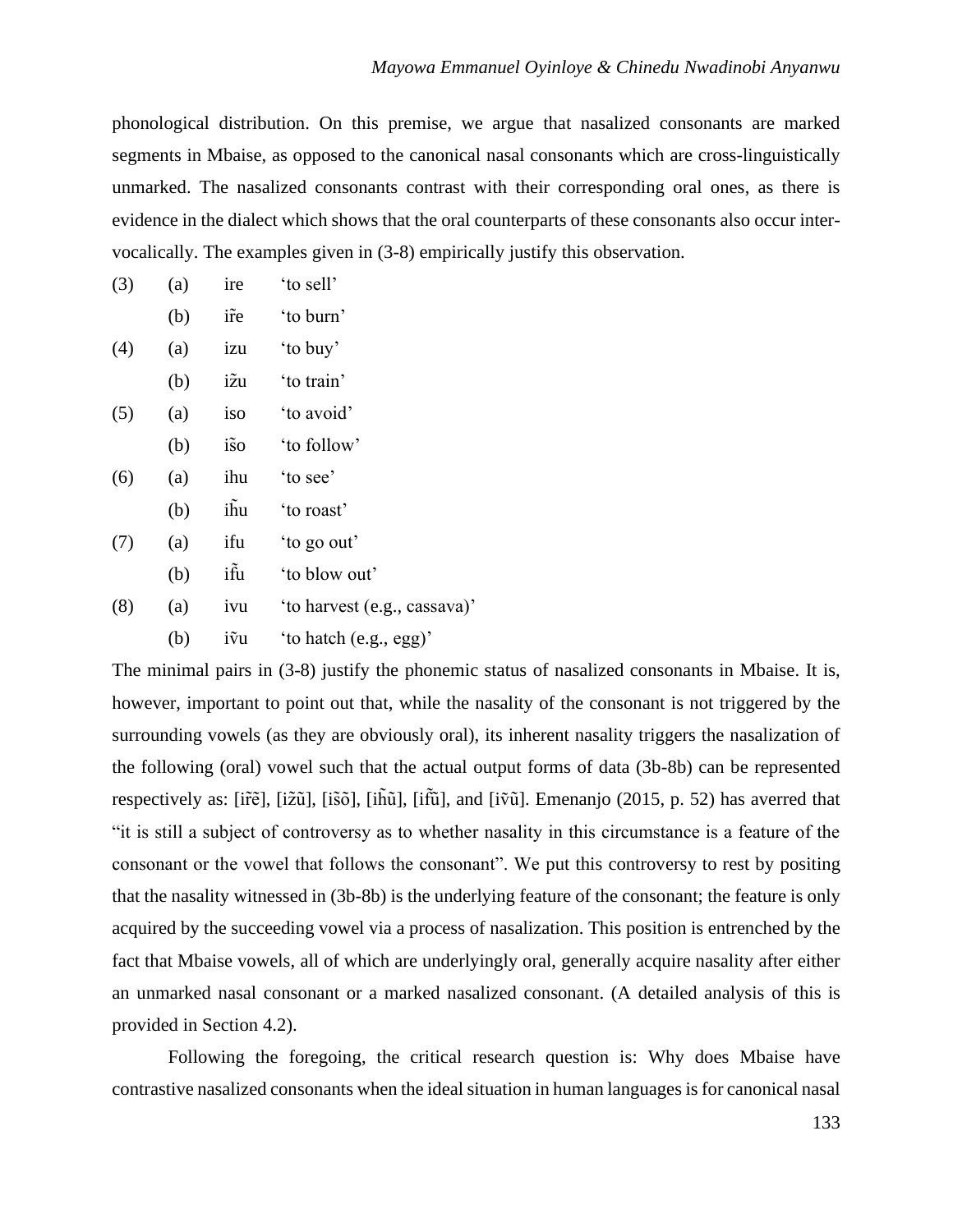phonological distribution. On this premise, we argue that nasalized consonants are marked segments in Mbaise, as opposed to the canonical nasal consonants which are cross-linguistically unmarked. The nasalized consonants contrast with their corresponding oral ones, as there is evidence in the dialect which shows that the oral counterparts of these consonants also occur inter-vocalically. The examples given in (3-8) empirically justify this observation.

| | | | |
|---|---|---|---|
| (3) | (a) | ire | 'to sell' |
| | (b) | ir̃e | 'to burn' |
| (4) | (a) | izu | 'to buy' |
| | (b) | iz̃u | 'to train' |
| (5) | (a) | iso | 'to avoid' |
| | (b) | is̃o | 'to follow' |
| (6) | (a) | ihu | 'to see' |
| | (b) | ih̃u | 'to roast' |
| (7) | (a) | ifu | 'to go out' |
| | (b) | if̃u | 'to blow out' |
| (8) | (a) | ivu | 'to harvest (e.g., cassava)' |
| | (b) | iṽu | 'to hatch (e.g., egg)' |

The minimal pairs in (3-8) justify the phonemic status of nasalized consonants in Mbaise. It is, however, important to point out that, while the nasality of the consonant is not triggered by the surrounding vowels (as they are obviously oral), its inherent nasality triggers the nasalization of the following (oral) vowel such that the actual output forms of data (3b-8b) can be represented respectively as: [ir̃ẽ], [iz̃ũ], [is̃õ], [ih̃ũ], [if̃ũ], and [iṽũ]. Emenanjo (2015, p. 52) has averred that "it is still a subject of controversy as to whether nasality in this circumstance is a feature of the consonant or the vowel that follows the consonant". We put this controversy to rest by positing that the nasality witnessed in (3b-8b) is the underlying feature of the consonant; the feature is only acquired by the succeeding vowel via a process of nasalization. This position is entrenched by the fact that Mbaise vowels, all of which are underlyingly oral, generally acquire nasality after either an unmarked nasal consonant or a marked nasalized consonant. (A detailed analysis of this is provided in Section 4.2).

Following the foregoing, the critical research question is: Why does Mbaise have contrastive nasalized consonants when the ideal situation in human languages is for canonical nasal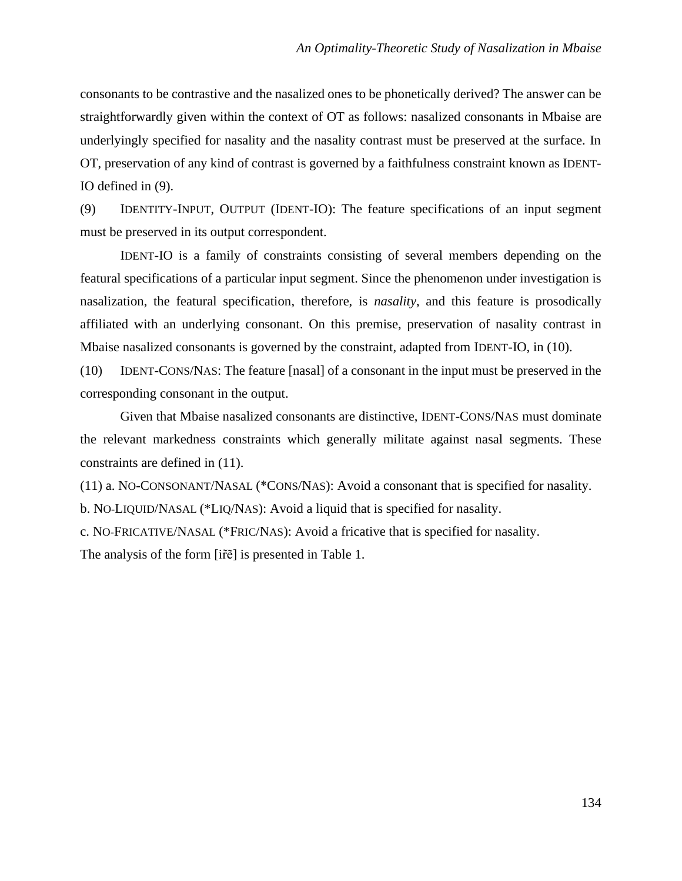consonants to be contrastive and the nasalized ones to be phonetically derived? The answer can be straightforwardly given within the context of OT as follows: nasalized consonants in Mbaise are underlyingly specified for nasality and the nasality contrast must be preserved at the surface. In OT, preservation of any kind of contrast is governed by a faithfulness constraint known as IDENT-IO defined in (9).

(9) IDENTITY-INPUT, OUTPUT (IDENT-IO): The feature specifications of an input segment must be preserved in its output correspondent.

IDENT-IO is a family of constraints consisting of several members depending on the featural specifications of a particular input segment. Since the phenomenon under investigation is nasalization, the featural specification, therefore, is *nasality*, and this feature is prosodically affiliated with an underlying consonant. On this premise, preservation of nasality contrast in Mbaise nasalized consonants is governed by the constraint, adapted from IDENT-IO, in (10).

(10) IDENT-CONS/NAS: The feature [nasal] of a consonant in the input must be preserved in the corresponding consonant in the output.

Given that Mbaise nasalized consonants are distinctive, IDENT-CONS/NAS must dominate the relevant markedness constraints which generally militate against nasal segments. These constraints are defined in (11).

(11) a. NO-CONSONANT/NASAL (*CONS/NAS): Avoid a consonant that is specified for nasality.

b. NO-LIQUID/NASAL (*LIQ/NAS): Avoid a liquid that is specified for nasality.

c. NO-FRICATIVE/NASAL (*FRIC/NAS): Avoid a fricative that is specified for nasality.

The analysis of the form [ir̃ẽ] is presented in Table 1.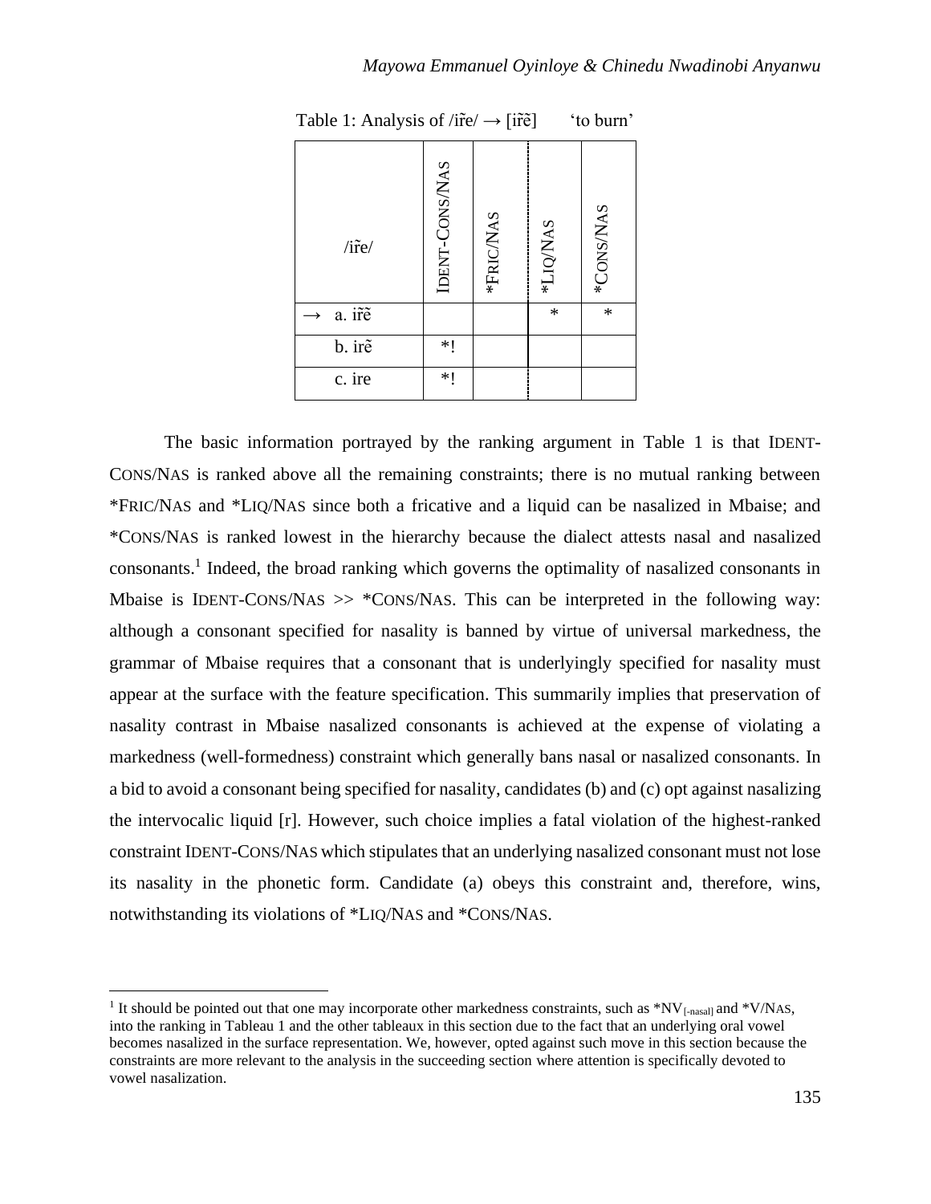Table 1: Analysis of /ir̃e/ → [ir̃ẽ]  'to burn'

| /ir̃e/ | IDENT-CONS/NAS | *FRIC/NAS | *LIQ/NAS | *CONS/NAS |
|---|---|---|---|---|
| → a. ir̃ẽ | | | * | * |
| b. irẽ | *! | | | |
| c. ire | *! | | | |

The basic information portrayed by the ranking argument in Table 1 is that IDENT-CONS/NAS is ranked above all the remaining constraints; there is no mutual ranking between *FRIC/NAS and *LIQ/NAS since both a fricative and a liquid can be nasalized in Mbaise; and *CONS/NAS is ranked lowest in the hierarchy because the dialect attests nasal and nasalized consonants.[1] Indeed, the broad ranking which governs the optimality of nasalized consonants in Mbaise is IDENT-CONS/NAS >> *CONS/NAS. This can be interpreted in the following way: although a consonant specified for nasality is banned by virtue of universal markedness, the grammar of Mbaise requires that a consonant that is underlyingly specified for nasality must appear at the surface with the feature specification. This summarily implies that preservation of nasality contrast in Mbaise nasalized consonants is achieved at the expense of violating a markedness (well-formedness) constraint which generally bans nasal or nasalized consonants. In a bid to avoid a consonant being specified for nasality, candidates (b) and (c) opt against nasalizing the intervocalic liquid [r]. However, such choice implies a fatal violation of the highest-ranked constraint IDENT-CONS/NAS which stipulates that an underlying nasalized consonant must not lose its nasality in the phonetic form. Candidate (a) obeys this constraint and, therefore, wins, notwithstanding its violations of *LIQ/NAS and *CONS/NAS.

[1] It should be pointed out that one may incorporate other markedness constraints, such as $*NV_{[-nasal]}$ and *V/NAS, into the ranking in Tableau 1 and the other tableaux in this section due to the fact that an underlying oral vowel becomes nasalized in the surface representation. We, however, opted against such move in this section because the constraints are more relevant to the analysis in the succeeding section where attention is specifically devoted to vowel nasalization.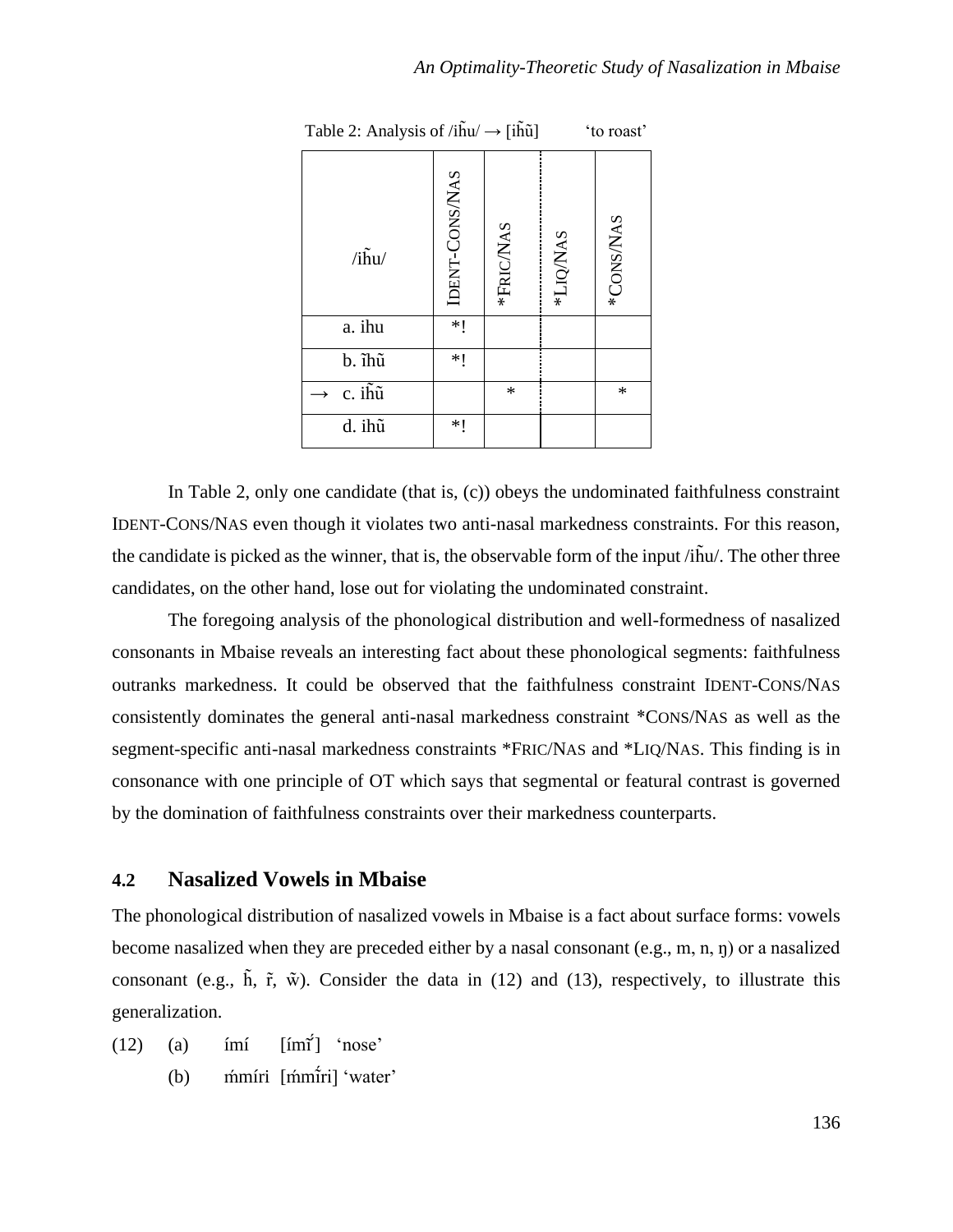Table 2: Analysis of /ih̃u/ → [ih̃ũ] 'to roast'

| /ih̃u/ | IDENT-CONS/NAS | *FRIC/NAS | *LIQ/NAS | *CONS/NAS |
|---|---|---|---|---|
| a. ihu | *! | | | |
| b. ĩhũ | *! | | | |
| → c. ih̃ũ | | * | | * |
| d. ihũ | *! | | | |

In Table 2, only one candidate (that is, (c)) obeys the undominated faithfulness constraint IDENT-CONS/NAS even though it violates two anti-nasal markedness constraints. For this reason, the candidate is picked as the winner, that is, the observable form of the input /ih̃u/. The other three candidates, on the other hand, lose out for violating the undominated constraint.

The foregoing analysis of the phonological distribution and well-formedness of nasalized consonants in Mbaise reveals an interesting fact about these phonological segments: faithfulness outranks markedness. It could be observed that the faithfulness constraint IDENT-CONS/NAS consistently dominates the general anti-nasal markedness constraint *CONS/NAS as well as the segment-specific anti-nasal markedness constraints *FRIC/NAS and *LIQ/NAS. This finding is in consonance with one principle of OT which says that segmental or featural contrast is governed by the domination of faithfulness constraints over their markedness counterparts.

## 4.2 Nasalized Vowels in Mbaise

The phonological distribution of nasalized vowels in Mbaise is a fact about surface forms: vowels become nasalized when they are preceded either by a nasal consonant (e.g., m, n, ŋ) or a nasalized consonant (e.g., h̃, r̃, w̃). Consider the data in (12) and (13), respectively, to illustrate this generalization.

(12) (a) ímí [ímĩ́] 'nose'

(b) ḿmíri [ḿmĩ́ri] 'water'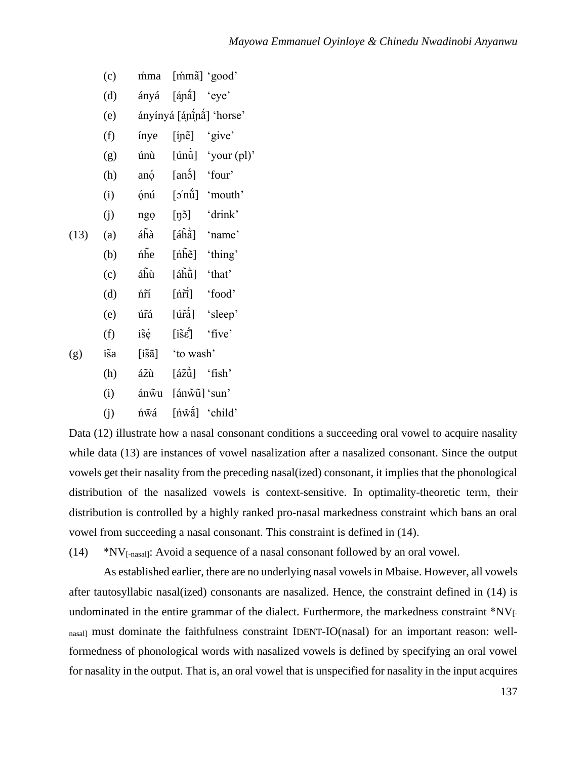(c) ḿma [ḿmã] 'good'

(d) ányá [áɲɑ̃́] 'eye'

(e) ányínyá [áɲĩ́ɲɑ̃́] 'horse'

(f) ínye [íɲẽ] 'give'

(g) únù [únũ̀] 'your (pl)'

(h) anọ́ [anɔ̃́] 'four'

(i) ọ́nú [ɔ́nṹ] 'mouth'

(j) ngọ [ŋɔ̃] 'drink'

(13) (a) áh̃à [áh̃ɑ̃̀] 'name'

(b) ńh̃e [ńh̃ẽ] 'thing'

(c) áh̃ù [áh̃ũ̀] 'that'

(d) ńr̃í [ńr̃ĩ́] 'food'

(e) úr̃á [úr̃ɑ̃́] 'sleep'

(f) is̃ẹ́ [is̃ɛ̃́] 'five'

(g) is̃a [is̃ã] 'to wash'

(h) áz̃ù [áz̃ũ̀] 'fish'

(i) ánw̃u [ánw̃ũ] 'sun'

(j) ńw̃á [ńw̃ɑ̃́] 'child'

Data (12) illustrate how a nasal consonant conditions a succeeding oral vowel to acquire nasality while data (13) are instances of vowel nasalization after a nasalized consonant. Since the output vowels get their nasality from the preceding nasal(ized) consonant, it implies that the phonological distribution of the nasalized vowels is context-sensitive. In optimality-theoretic term, their distribution is controlled by a highly ranked pro-nasal markedness constraint which bans an oral vowel from succeeding a nasal consonant. This constraint is defined in (14).

(14) $*NV_{[-nasal]}$: Avoid a sequence of a nasal consonant followed by an oral vowel.

As established earlier, there are no underlying nasal vowels in Mbaise. However, all vowels after tautosyllabic nasal(ized) consonants are nasalized. Hence, the constraint defined in (14) is undominated in the entire grammar of the dialect. Furthermore, the markedness constraint $*NV_{[-nasal]}$ must dominate the faithfulness constraint IDENT-IO(nasal) for an important reason: well-formedness of phonological words with nasalized vowels is defined by specifying an oral vowel for nasality in the output. That is, an oral vowel that is unspecified for nasality in the input acquires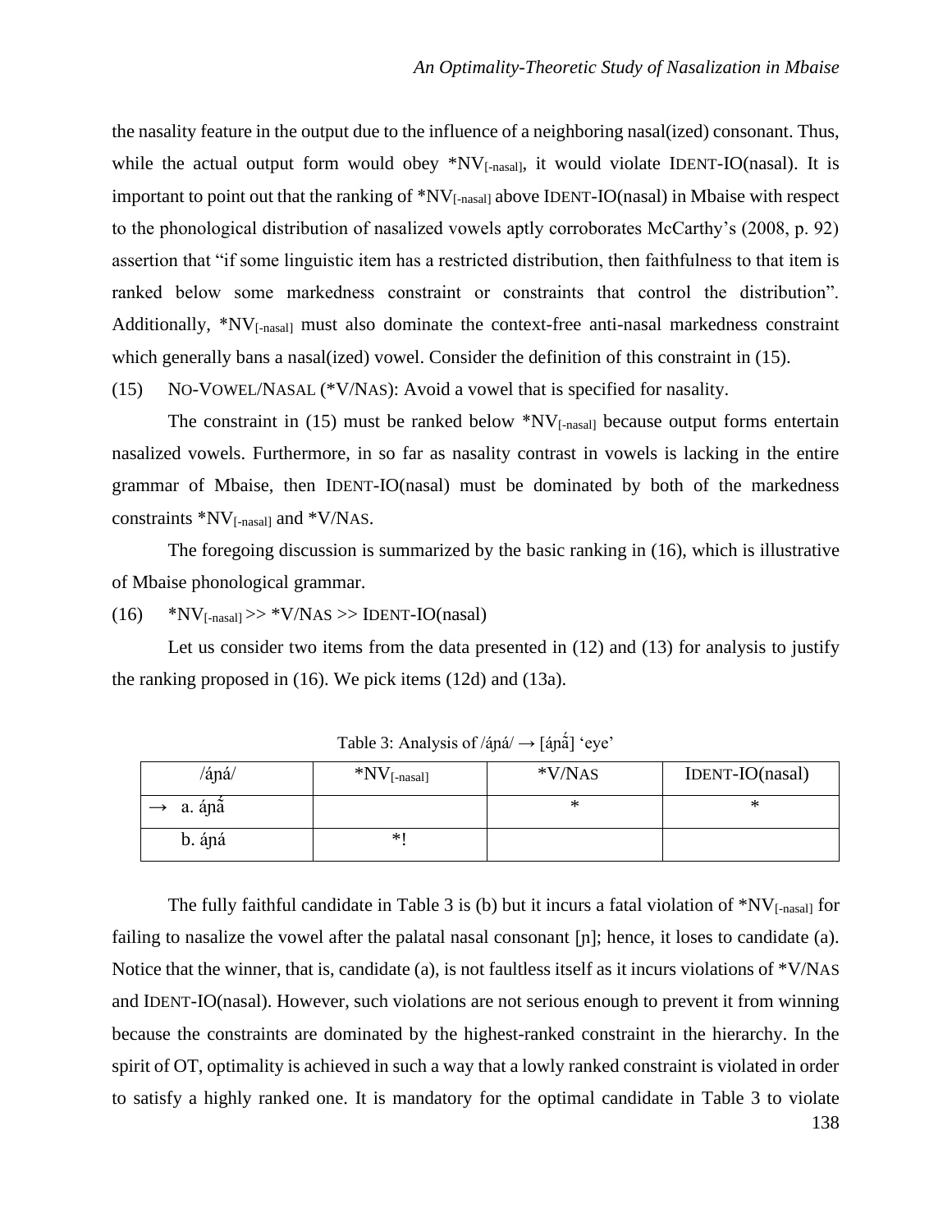the nasality feature in the output due to the influence of a neighboring nasal(ized) consonant. Thus, while the actual output form would obey $^*NV_{[-nasal]}$, it would violate IDENT-IO(nasal). It is important to point out that the ranking of $^*NV_{[-nasal]}$ above IDENT-IO(nasal) in Mbaise with respect to the phonological distribution of nasalized vowels aptly corroborates McCarthy's (2008, p. 92) assertion that "if some linguistic item has a restricted distribution, then faithfulness to that item is ranked below some markedness constraint or constraints that control the distribution". Additionally, $^*NV_{[-nasal]}$ must also dominate the context-free anti-nasal markedness constraint which generally bans a nasal(ized) vowel. Consider the definition of this constraint in (15).

(15) NO-VOWEL/NASAL (*V/NAS): Avoid a vowel that is specified for nasality.

The constraint in (15) must be ranked below $^*NV_{[-nasal]}$ because output forms entertain nasalized vowels. Furthermore, in so far as nasality contrast in vowels is lacking in the entire grammar of Mbaise, then IDENT-IO(nasal) must be dominated by both of the markedness constraints $^*NV_{[-nasal]}$ and *V/NAS.

The foregoing discussion is summarized by the basic ranking in (16), which is illustrative of Mbaise phonological grammar.

(16) $^*NV_{[-nasal]}$ >> *V/NAS >> IDENT-IO(nasal)

Let us consider two items from the data presented in (12) and (13) for analysis to justify the ranking proposed in (16). We pick items (12d) and (13a).

Table 3: Analysis of /áɲá/ → [áɲã́] 'eye'

| /áɲá/ | $^*NV_{[-nasal]}$ | *V/NAS | IDENT-IO(nasal) |
|---|---|---|---|
| → a. áɲã́ | | * | * |
| b. áɲá | *! | | |

The fully faithful candidate in Table 3 is (b) but it incurs a fatal violation of $^*NV_{[-nasal]}$ for failing to nasalize the vowel after the palatal nasal consonant [ɲ]; hence, it loses to candidate (a). Notice that the winner, that is, candidate (a), is not faultless itself as it incurs violations of *V/NAS and IDENT-IO(nasal). However, such violations are not serious enough to prevent it from winning because the constraints are dominated by the highest-ranked constraint in the hierarchy. In the spirit of OT, optimality is achieved in such a way that a lowly ranked constraint is violated in order to satisfy a highly ranked one. It is mandatory for the optimal candidate in Table 3 to violate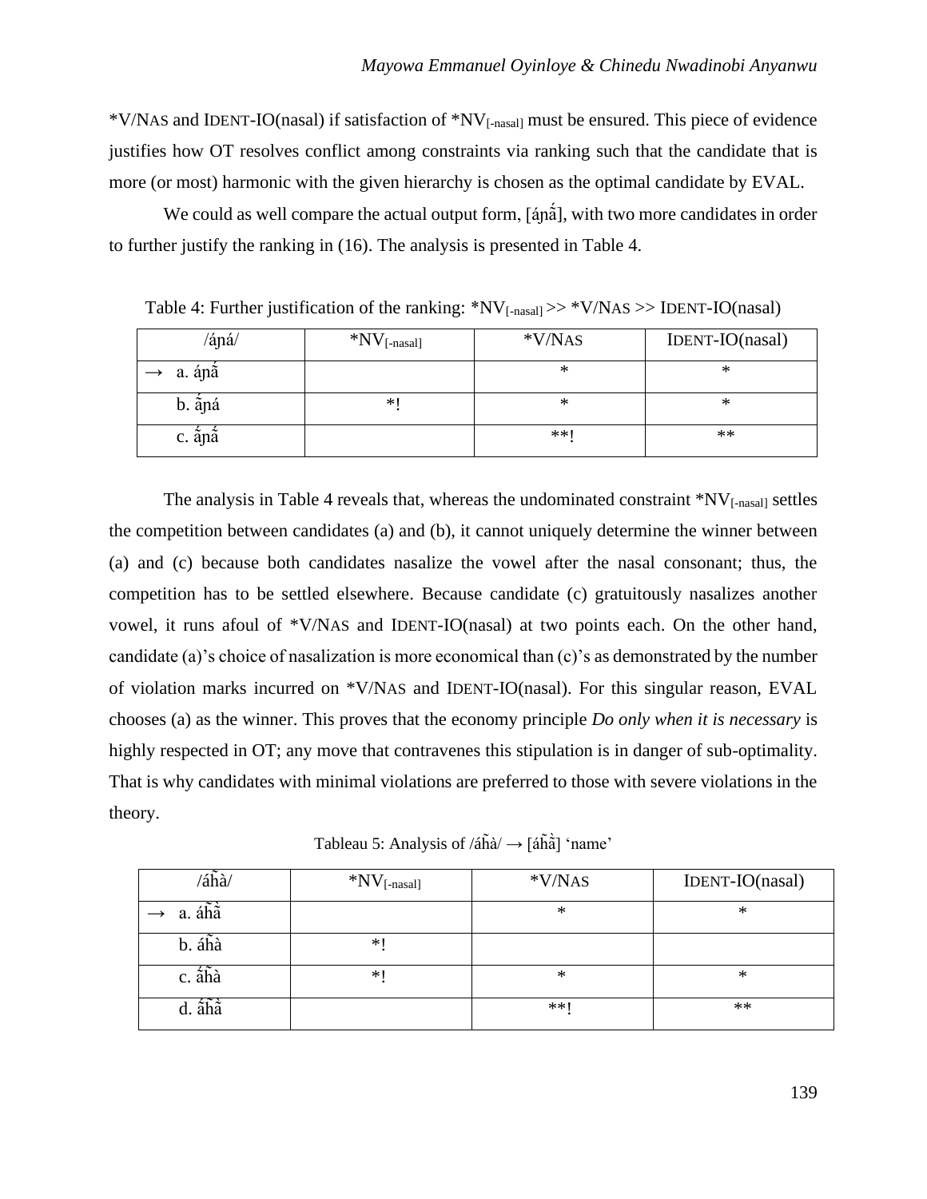*V/NAS and IDENT-IO(nasal) if satisfaction of *NV$_{[-nasal]}$ must be ensured. This piece of evidence justifies how OT resolves conflict among constraints via ranking such that the candidate that is more (or most) harmonic with the given hierarchy is chosen as the optimal candidate by EVAL.

We could as well compare the actual output form, [áɲã́], with two more candidates in order to further justify the ranking in (16). The analysis is presented in Table 4.

Table 4: Further justification of the ranking: *NV$_{[-nasal]}$ >> *V/NAS >> IDENT-IO(nasal)

| /áɲá/ | *NV$_{[-nasal]}$ | *V/NAS | IDENT-IO(nasal) |
|---|---|---|---|
| → a. áɲã́ | | * | * |
| b. ã́ɲá | *! | * | * |
| c. ã́ɲã́ | | **! | ** |

The analysis in Table 4 reveals that, whereas the undominated constraint *NV$_{[-nasal]}$ settles the competition between candidates (a) and (b), it cannot uniquely determine the winner between (a) and (c) because both candidates nasalize the vowel after the nasal consonant; thus, the competition has to be settled elsewhere. Because candidate (c) gratuitously nasalizes another vowel, it runs afoul of *V/NAS and IDENT-IO(nasal) at two points each. On the other hand, candidate (a)'s choice of nasalization is more economical than (c)'s as demonstrated by the number of violation marks incurred on *V/NAS and IDENT-IO(nasal). For this singular reason, EVAL chooses (a) as the winner. This proves that the economy principle *Do only when it is necessary* is highly respected in OT; any move that contravenes this stipulation is in danger of sub-optimality. That is why candidates with minimal violations are preferred to those with severe violations in the theory.

Tableau 5: Analysis of /áh̃à/ → [áh̃ã̀] 'name'

| /áh̃à/ | *NV$_{[-nasal]}$ | *V/NAS | IDENT-IO(nasal) |
|---|---|---|---|
| → a. áh̃ã̀ | | * | * |
| b. áh̃à | *! | | |
| c. ã́h̃à | *! | * | * |
| d. ã́h̃ã̀ | | **! | ** |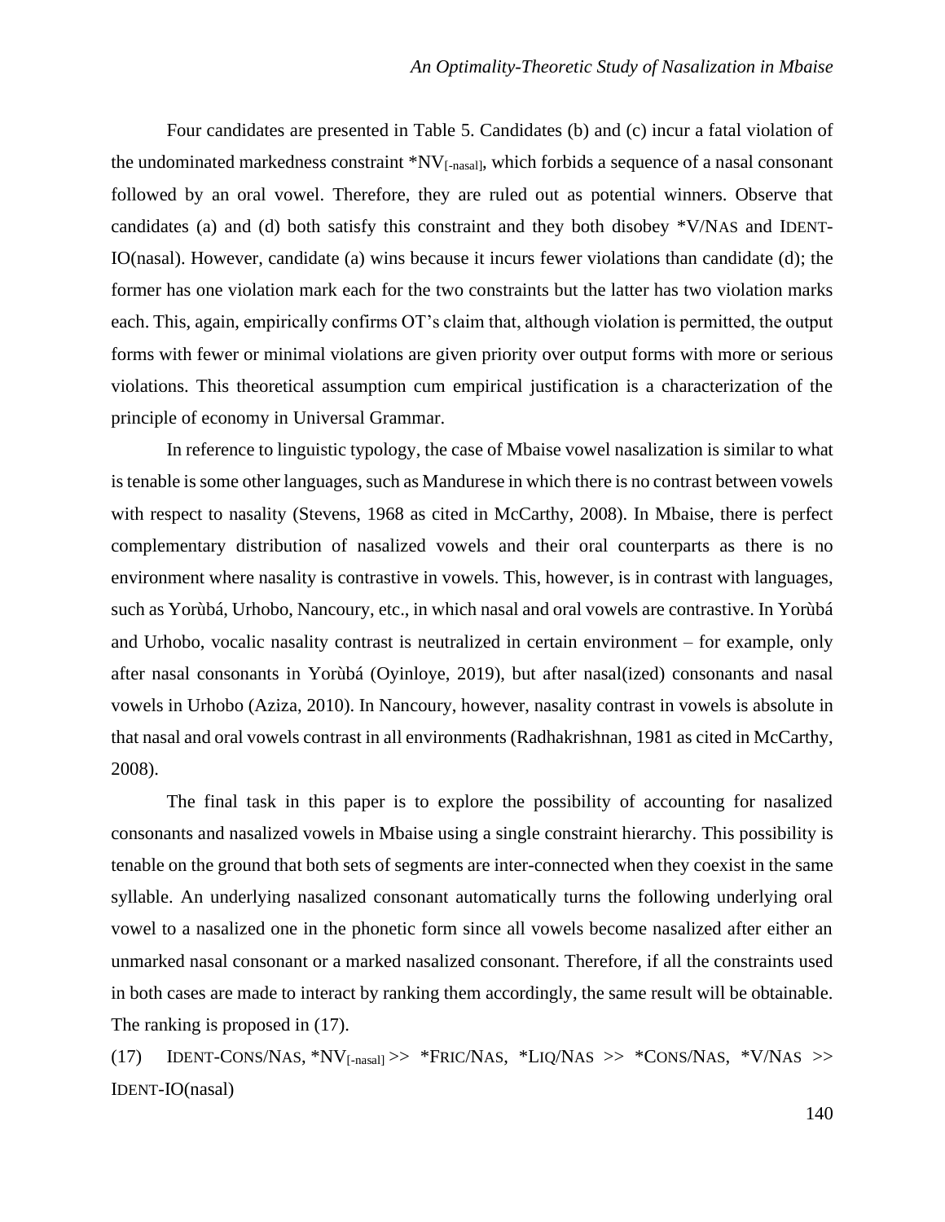Four candidates are presented in Table 5. Candidates (b) and (c) incur a fatal violation of the undominated markedness constraint *NV$_{[\text{-nasal}]}$, which forbids a sequence of a nasal consonant followed by an oral vowel. Therefore, they are ruled out as potential winners. Observe that candidates (a) and (d) both satisfy this constraint and they both disobey *V/NAS and IDENT-IO(nasal). However, candidate (a) wins because it incurs fewer violations than candidate (d); the former has one violation mark each for the two constraints but the latter has two violation marks each. This, again, empirically confirms OT's claim that, although violation is permitted, the output forms with fewer or minimal violations are given priority over output forms with more or serious violations. This theoretical assumption cum empirical justification is a characterization of the principle of economy in Universal Grammar.

In reference to linguistic typology, the case of Mbaise vowel nasalization is similar to what is tenable is some other languages, such as Mandurese in which there is no contrast between vowels with respect to nasality (Stevens, 1968 as cited in McCarthy, 2008). In Mbaise, there is perfect complementary distribution of nasalized vowels and their oral counterparts as there is no environment where nasality is contrastive in vowels. This, however, is in contrast with languages, such as Yorùbá, Urhobo, Nancoury, etc., in which nasal and oral vowels are contrastive. In Yorùbá and Urhobo, vocalic nasality contrast is neutralized in certain environment – for example, only after nasal consonants in Yorùbá (Oyinloye, 2019), but after nasal(ized) consonants and nasal vowels in Urhobo (Aziza, 2010). In Nancoury, however, nasality contrast in vowels is absolute in that nasal and oral vowels contrast in all environments (Radhakrishnan, 1981 as cited in McCarthy, 2008).

The final task in this paper is to explore the possibility of accounting for nasalized consonants and nasalized vowels in Mbaise using a single constraint hierarchy. This possibility is tenable on the ground that both sets of segments are inter-connected when they coexist in the same syllable. An underlying nasalized consonant automatically turns the following underlying oral vowel to a nasalized one in the phonetic form since all vowels become nasalized after either an unmarked nasal consonant or a marked nasalized consonant. Therefore, if all the constraints used in both cases are made to interact by ranking them accordingly, the same result will be obtainable. The ranking is proposed in (17).

(17) IDENT-CONS/NAS, *NV$_{[\text{-nasal}]}$ >> *FRIC/NAS, *LIQ/NAS >> *CONS/NAS, *V/NAS >> IDENT-IO(nasal)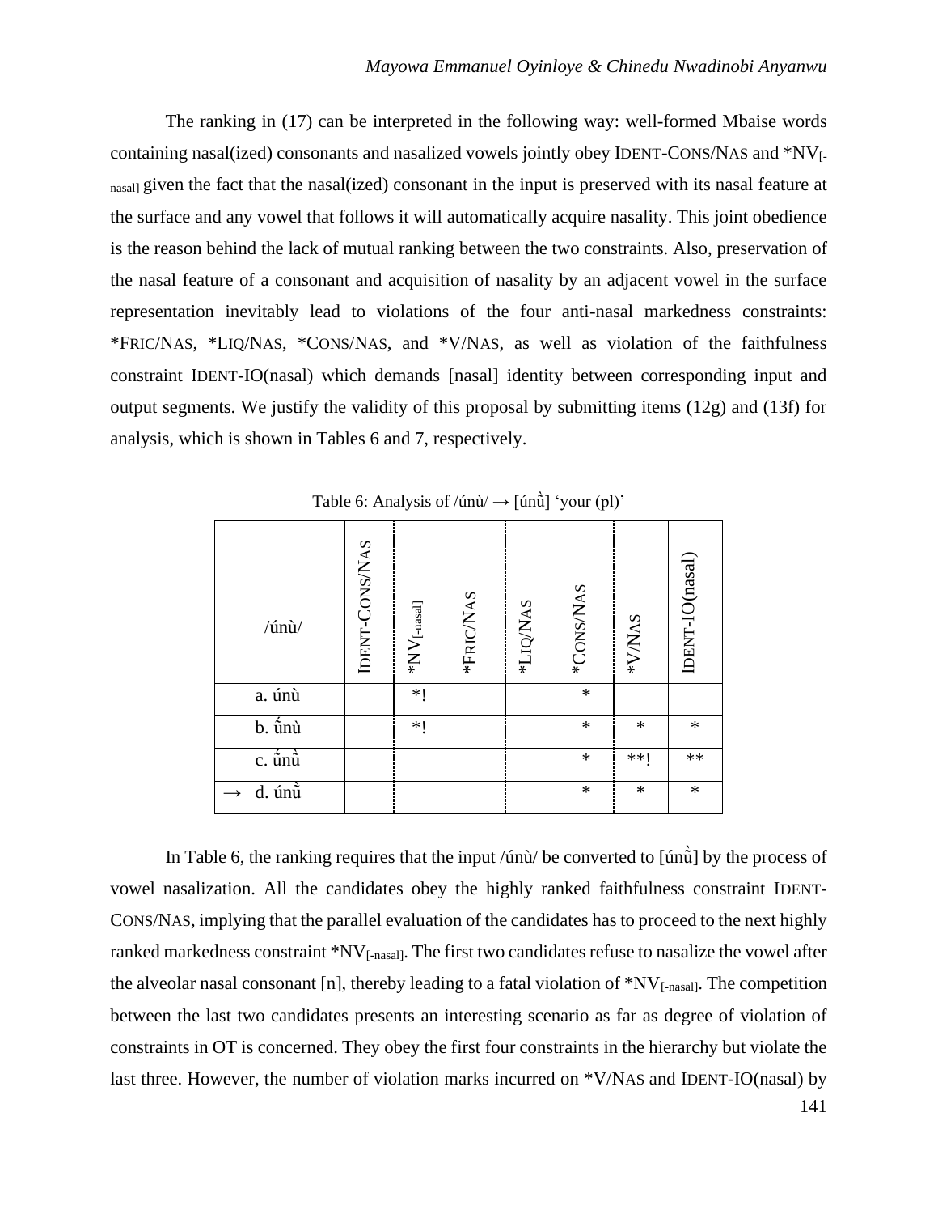The ranking in (17) can be interpreted in the following way: well-formed Mbaise words containing nasal(ized) consonants and nasalized vowels jointly obey IDENT-CONS/NAS and $*NV_{[-nasal]}$ given the fact that the nasal(ized) consonant in the input is preserved with its nasal feature at the surface and any vowel that follows it will automatically acquire nasality. This joint obedience is the reason behind the lack of mutual ranking between the two constraints. Also, preservation of the nasal feature of a consonant and acquisition of nasality by an adjacent vowel in the surface representation inevitably lead to violations of the four anti-nasal markedness constraints: *FRIC/NAS, *LIQ/NAS, *CONS/NAS, and *V/NAS, as well as violation of the faithfulness constraint IDENT-IO(nasal) which demands [nasal] identity between corresponding input and output segments. We justify the validity of this proposal by submitting items (12g) and (13f) for analysis, which is shown in Tables 6 and 7, respectively.

Table 6: Analysis of /únù/ → [únù̃] 'your (pl)'

| /únù/ | IDENT-CONS/NAS | $*NV_{[-nasal]}$ | *FRIC/NAS | *LIQ/NAS | *CONS/NAS | *V/NAS | IDENT-IO(nasal) |
|---|---|---|---|---|---|---|---|
| a. únù | | *! | | | * | | |
| b. ú̃nù | | *! | | | * | * | * |
| c. ú̃nù̃ | | | | | * | **! | ** |
| → d. únù̃ | | | | | * | * | * |

In Table 6, the ranking requires that the input /únù/ be converted to [únù̃] by the process of vowel nasalization. All the candidates obey the highly ranked faithfulness constraint IDENT-CONS/NAS, implying that the parallel evaluation of the candidates has to proceed to the next highly ranked markedness constraint $*NV_{[-nasal]}$. The first two candidates refuse to nasalize the vowel after the alveolar nasal consonant [n], thereby leading to a fatal violation of $*NV_{[-nasal]}$. The competition between the last two candidates presents an interesting scenario as far as degree of violation of constraints in OT is concerned. They obey the first four constraints in the hierarchy but violate the last three. However, the number of violation marks incurred on *V/NAS and IDENT-IO(nasal) by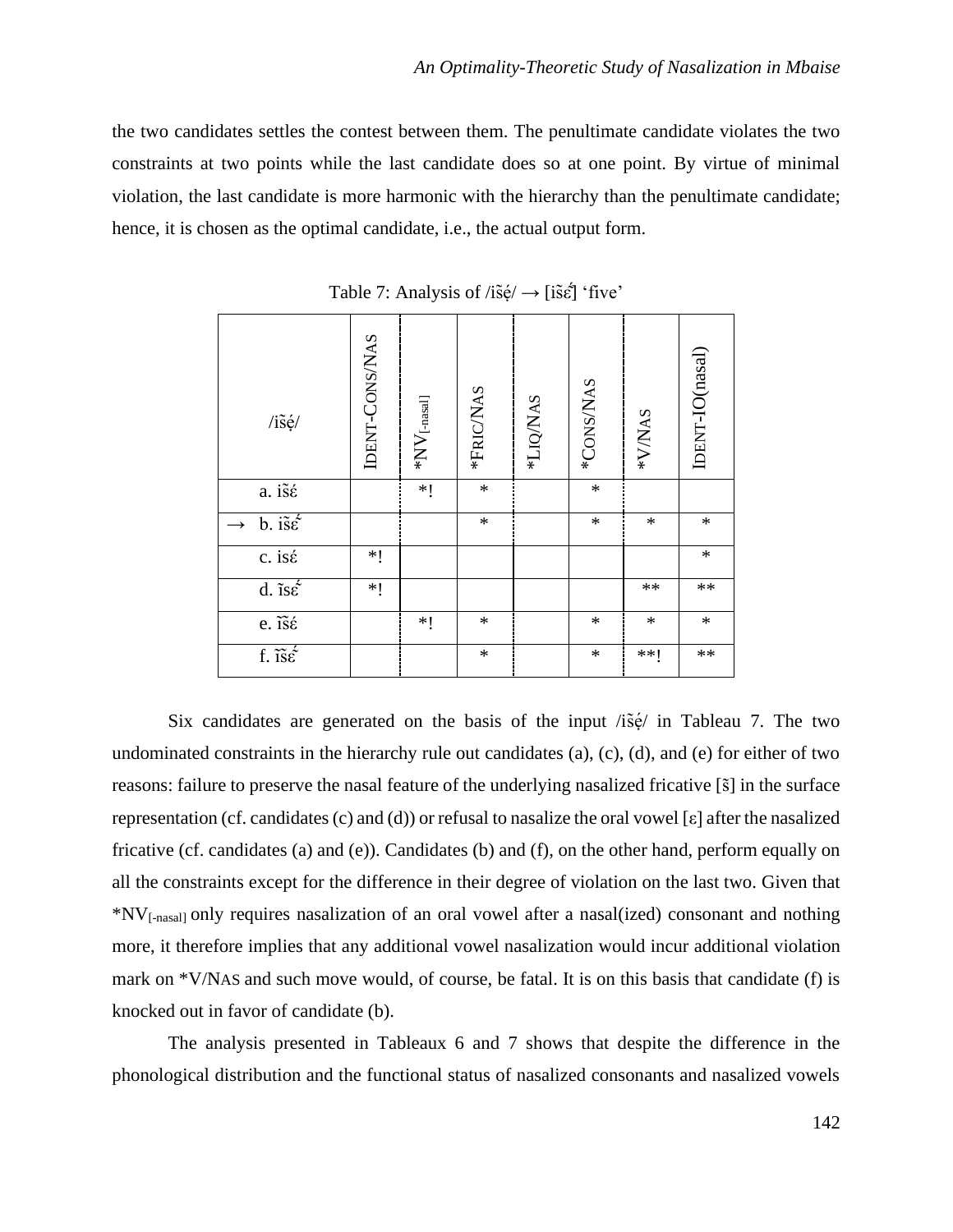the two candidates settles the contest between them. The penultimate candidate violates the two constraints at two points while the last candidate does so at one point. By virtue of minimal violation, the last candidate is more harmonic with the hierarchy than the penultimate candidate; hence, it is chosen as the optimal candidate, i.e., the actual output form.

Table 7: Analysis of /ĩs̃ẹ́/ → [ĩs̃ɛ̃́] 'five'

| /ĩs̃ẹ́/ | IDENT-CONS/NAS | $*NV_{[-nasal]}$ | *FRIC/NAS | *LIQ/NAS | *CONS/NAS | *V/NAS | IDENT-IO(nasal) |
|---|---|---|---|---|---|---|---|
| a. ìs̃έ | | *! | * | | * | | |
| → b. ìs̃ɛ̃́ | | | * | | * | * | * |
| c. isέ | *! | | | | | | * |
| d. ĩsɛ̃́ | *! | | | | | ** | ** |
| e. ĩs̃έ | | *! | * | | * | * | * |
| f. ĩs̃ɛ̃́ | | | * | | * | **! | ** |

Six candidates are generated on the basis of the input /ĩs̃ẹ́/ in Tableau 7. The two undominated constraints in the hierarchy rule out candidates (a), (c), (d), and (e) for either of two reasons: failure to preserve the nasal feature of the underlying nasalized fricative [s̃] in the surface representation (cf. candidates (c) and (d)) or refusal to nasalize the oral vowel [ɛ] after the nasalized fricative (cf. candidates (a) and (e)). Candidates (b) and (f), on the other hand, perform equally on all the constraints except for the difference in their degree of violation on the last two. Given that $*NV_{[-nasal]}$ only requires nasalization of an oral vowel after a nasal(ized) consonant and nothing more, it therefore implies that any additional vowel nasalization would incur additional violation mark on *V/NAS and such move would, of course, be fatal. It is on this basis that candidate (f) is knocked out in favor of candidate (b).

The analysis presented in Tableaux 6 and 7 shows that despite the difference in the phonological distribution and the functional status of nasalized consonants and nasalized vowels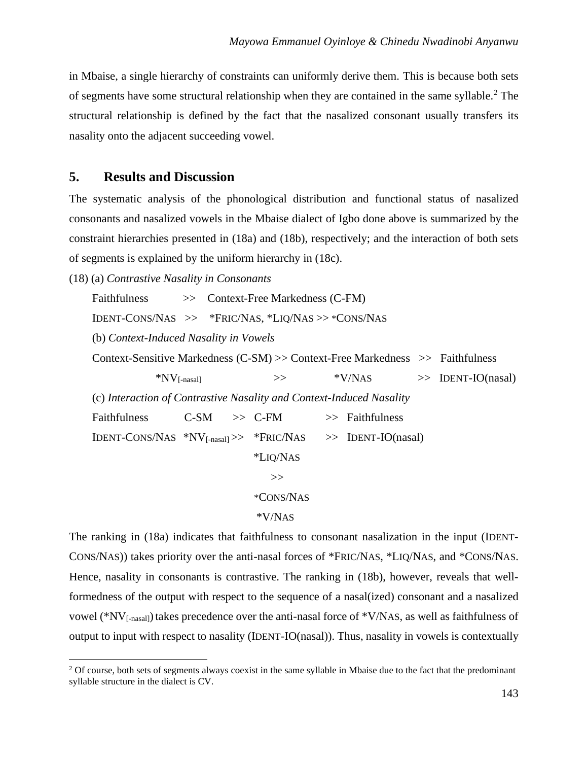in Mbaise, a single hierarchy of constraints can uniformly derive them. This is because both sets of segments have some structural relationship when they are contained in the same syllable.[2] The structural relationship is defined by the fact that the nasalized consonant usually transfers its nasality onto the adjacent succeeding vowel.

## 5. Results and Discussion

The systematic analysis of the phonological distribution and functional status of nasalized consonants and nasalized vowels in the Mbaise dialect of Igbo done above is summarized by the constraint hierarchies presented in (18a) and (18b), respectively; and the interaction of both sets of segments is explained by the uniform hierarchy in (18c).

(18) (a) *Contrastive Nasality in Consonants*

Faithfulness >> Context-Free Markedness (C-FM)

IDENT-CONS/NAS >> *FRIC/NAS, *LIQ/NAS >> *CONS/NAS

(b) *Context-Induced Nasality in Vowels*

Context-Sensitive Markedness (C-SM) >> Context-Free Markedness >> Faithfulness

$*NV_{[-nasal]}$ >> *V/NAS >> IDENT-IO(nasal)

(c) *Interaction of Contrastive Nasality and Context-Induced Nasality*

| Faithfulness | C-SM | >> | C-FM | >> | Faithfulness |
|---|---|---|---|---|---|
| IDENT-CONS/NAS | $*NV_{[-nasal]}$ | >> | *FRIC/NAS | >> | IDENT-IO(nasal) |
| | | | *LIQ/NAS | | |
| | | | >> | | |
| | | | *CONS/NAS | | |
| | | | *V/NAS | | |

The ranking in (18a) indicates that faithfulness to consonant nasalization in the input (IDENT-CONS/NAS)) takes priority over the anti-nasal forces of *FRIC/NAS, *LIQ/NAS, and *CONS/NAS. Hence, nasality in consonants is contrastive. The ranking in (18b), however, reveals that well-formedness of the output with respect to the sequence of a nasal(ized) consonant and a nasalized vowel ($*NV_{[-nasal]}$) takes precedence over the anti-nasal force of *V/NAS, as well as faithfulness of output to input with respect to nasality (IDENT-IO(nasal)). Thus, nasality in vowels is contextually

[2] Of course, both sets of segments always coexist in the same syllable in Mbaise due to the fact that the predominant syllable structure in the dialect is CV.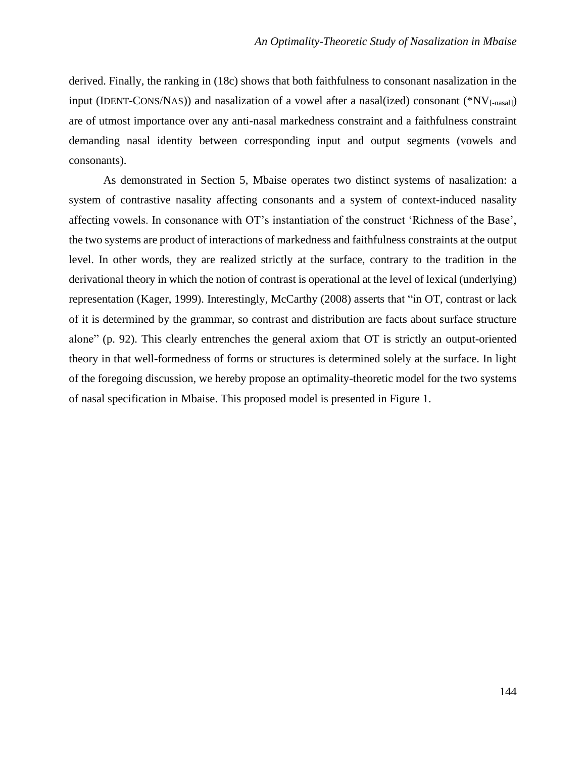derived. Finally, the ranking in (18c) shows that both faithfulness to consonant nasalization in the input (IDENT-CONS/NAS)) and nasalization of a vowel after a nasal(ized) consonant ($*NV_{[-nasal]}$) are of utmost importance over any anti-nasal markedness constraint and a faithfulness constraint demanding nasal identity between corresponding input and output segments (vowels and consonants).

As demonstrated in Section 5, Mbaise operates two distinct systems of nasalization: a system of contrastive nasality affecting consonants and a system of context-induced nasality affecting vowels. In consonance with OT's instantiation of the construct 'Richness of the Base', the two systems are product of interactions of markedness and faithfulness constraints at the output level. In other words, they are realized strictly at the surface, contrary to the tradition in the derivational theory in which the notion of contrast is operational at the level of lexical (underlying) representation (Kager, 1999). Interestingly, McCarthy (2008) asserts that "in OT, contrast or lack of it is determined by the grammar, so contrast and distribution are facts about surface structure alone" (p. 92). This clearly entrenches the general axiom that OT is strictly an output-oriented theory in that well-formedness of forms or structures is determined solely at the surface. In light of the foregoing discussion, we hereby propose an optimality-theoretic model for the two systems of nasal specification in Mbaise. This proposed model is presented in Figure 1.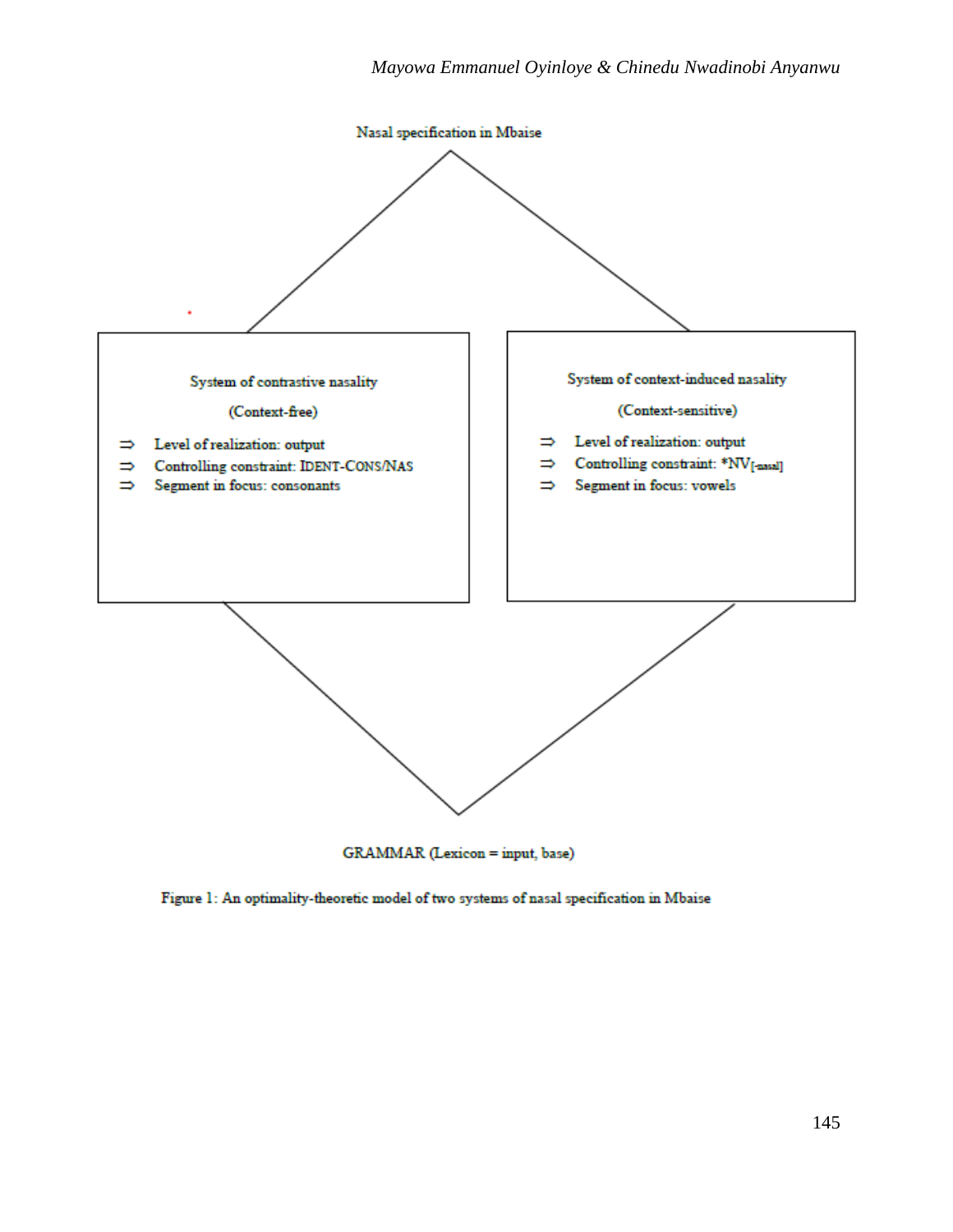Nasal specification in Mbaise

**System of contrastive nasality**

(Context-free)

- ⇒ Level of realization: output
- ⇒ Controlling constraint: IDENT-CONS/NAS
- ⇒ Segment in focus: consonants

**System of context-induced nasality**

(Context-sensitive)

- ⇒ Level of realization: output
- ⇒ Controlling constraint: $*NV_{[-nasal]}$
- ⇒ Segment in focus: vowels

GRAMMAR (Lexicon = input, base)

Figure 1: An optimality-theoretic model of two systems of nasal specification in Mbaise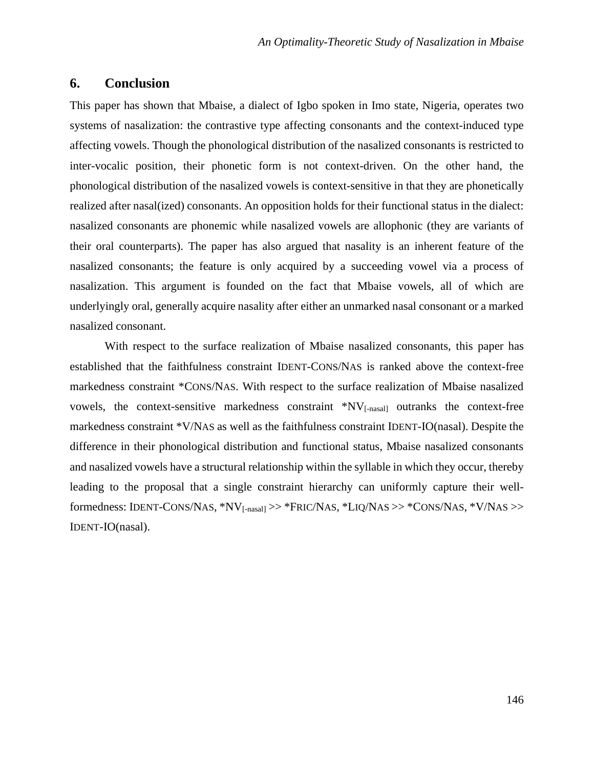## 6. Conclusion

This paper has shown that Mbaise, a dialect of Igbo spoken in Imo state, Nigeria, operates two systems of nasalization: the contrastive type affecting consonants and the context-induced type affecting vowels. Though the phonological distribution of the nasalized consonants is restricted to inter-vocalic position, their phonetic form is not context-driven. On the other hand, the phonological distribution of the nasalized vowels is context-sensitive in that they are phonetically realized after nasal(ized) consonants. An opposition holds for their functional status in the dialect: nasalized consonants are phonemic while nasalized vowels are allophonic (they are variants of their oral counterparts). The paper has also argued that nasality is an inherent feature of the nasalized consonants; the feature is only acquired by a succeeding vowel via a process of nasalization. This argument is founded on the fact that Mbaise vowels, all of which are underlyingly oral, generally acquire nasality after either an unmarked nasal consonant or a marked nasalized consonant.

With respect to the surface realization of Mbaise nasalized consonants, this paper has established that the faithfulness constraint IDENT-CONS/NAS is ranked above the context-free markedness constraint *CONS/NAS. With respect to the surface realization of Mbaise nasalized vowels, the context-sensitive markedness constraint $*NV_{[-nasal]}$ outranks the context-free markedness constraint *V/NAS as well as the faithfulness constraint IDENT-IO(nasal). Despite the difference in their phonological distribution and functional status, Mbaise nasalized consonants and nasalized vowels have a structural relationship within the syllable in which they occur, thereby leading to the proposal that a single constraint hierarchy can uniformly capture their well-formedness: IDENT-CONS/NAS, $*NV_{[-nasal]}$ >> *FRIC/NAS, *LIQ/NAS >> *CONS/NAS, *V/NAS >> IDENT-IO(nasal).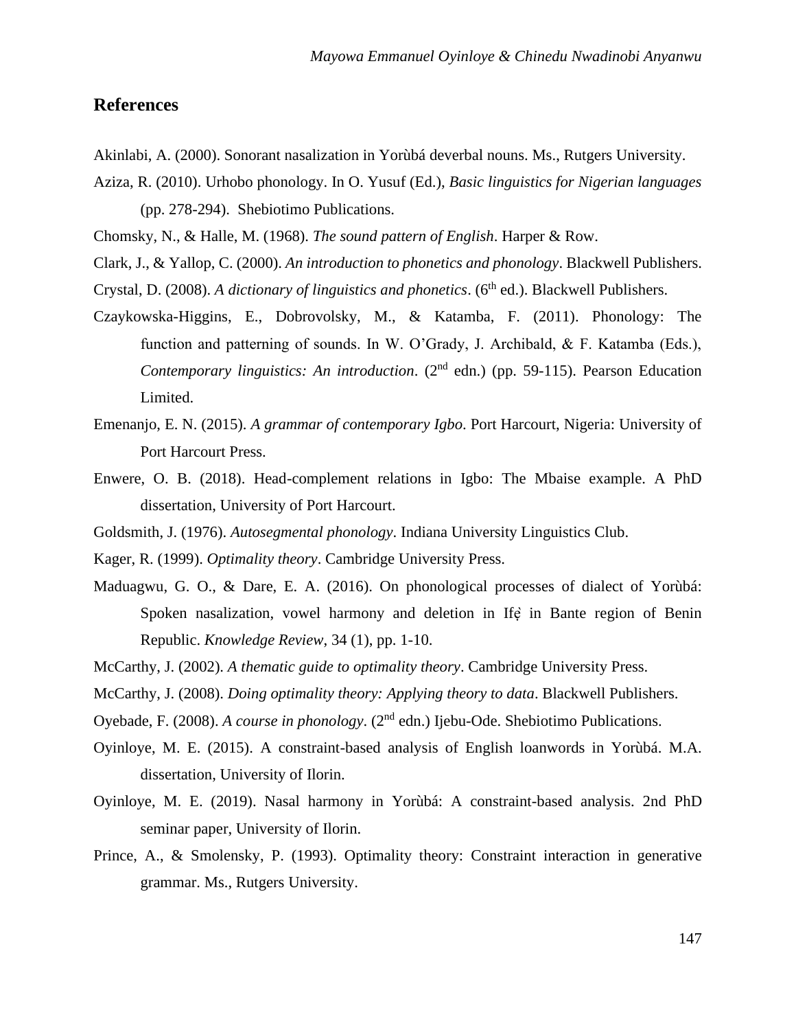## References

Akinlabi, A. (2000). Sonorant nasalization in Yorùbá deverbal nouns. Ms., Rutgers University.

Aziza, R. (2010). Urhobo phonology. In O. Yusuf (Ed.), *Basic linguistics for Nigerian languages* (pp. 278-294). Shebiotimo Publications.

Chomsky, N., & Halle, M. (1968). *The sound pattern of English*. Harper & Row.

Clark, J., & Yallop, C. (2000). *An introduction to phonetics and phonology*. Blackwell Publishers.

Crystal, D. (2008). *A dictionary of linguistics and phonetics*. (6th ed.). Blackwell Publishers.

Czaykowska-Higgins, E., Dobrovolsky, M., & Katamba, F. (2011). Phonology: The function and patterning of sounds. In W. O'Grady, J. Archibald, & F. Katamba (Eds.), *Contemporary linguistics: An introduction*. (2nd edn.) (pp. 59-115). Pearson Education Limited.

Emenanjo, E. N. (2015). *A grammar of contemporary Igbo*. Port Harcourt, Nigeria: University of Port Harcourt Press.

Enwere, O. B. (2018). Head-complement relations in Igbo: The Mbaise example. A PhD dissertation, University of Port Harcourt.

Goldsmith, J. (1976). *Autosegmental phonology*. Indiana University Linguistics Club.

Kager, R. (1999). *Optimality theory*. Cambridge University Press.

Maduagwu, G. O., & Dare, E. A. (2016). On phonological processes of dialect of Yorùbá: Spoken nasalization, vowel harmony and deletion in Ifẹ̀ in Bante region of Benin Republic. *Knowledge Review*, 34 (1), pp. 1-10.

McCarthy, J. (2002). *A thematic guide to optimality theory*. Cambridge University Press.

McCarthy, J. (2008). *Doing optimality theory: Applying theory to data*. Blackwell Publishers.

Oyebade, F. (2008). *A course in phonology*. (2nd edn.) Ijebu-Ode. Shebiotimo Publications.

Oyinloye, M. E. (2015). A constraint-based analysis of English loanwords in Yorùbá. M.A. dissertation, University of Ilorin.

Oyinloye, M. E. (2019). Nasal harmony in Yorùbá: A constraint-based analysis. 2nd PhD seminar paper, University of Ilorin.

Prince, A., & Smolensky, P. (1993). Optimality theory: Constraint interaction in generative grammar. Ms., Rutgers University.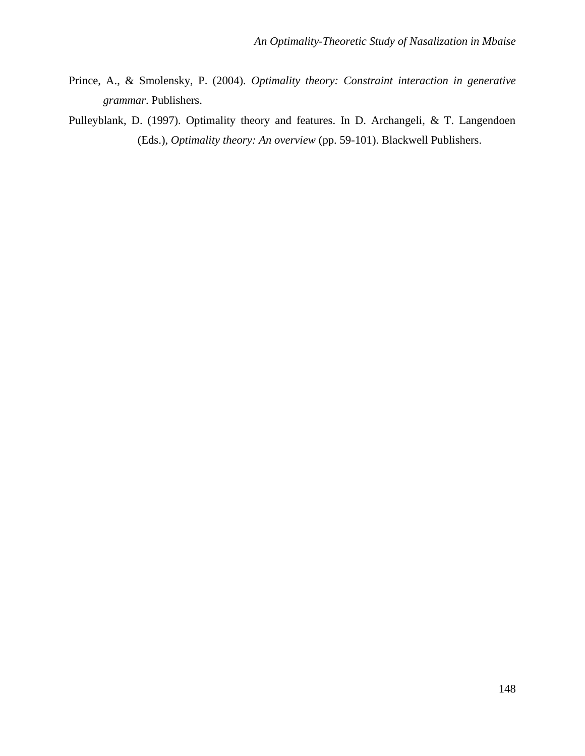Prince, A., & Smolensky, P. (2004). *Optimality theory: Constraint interaction in generative grammar*. Publishers.

Pulleyblank, D. (1997). Optimality theory and features. In D. Archangeli, & T. Langendoen (Eds.), *Optimality theory: An overview* (pp. 59-101). Blackwell Publishers.